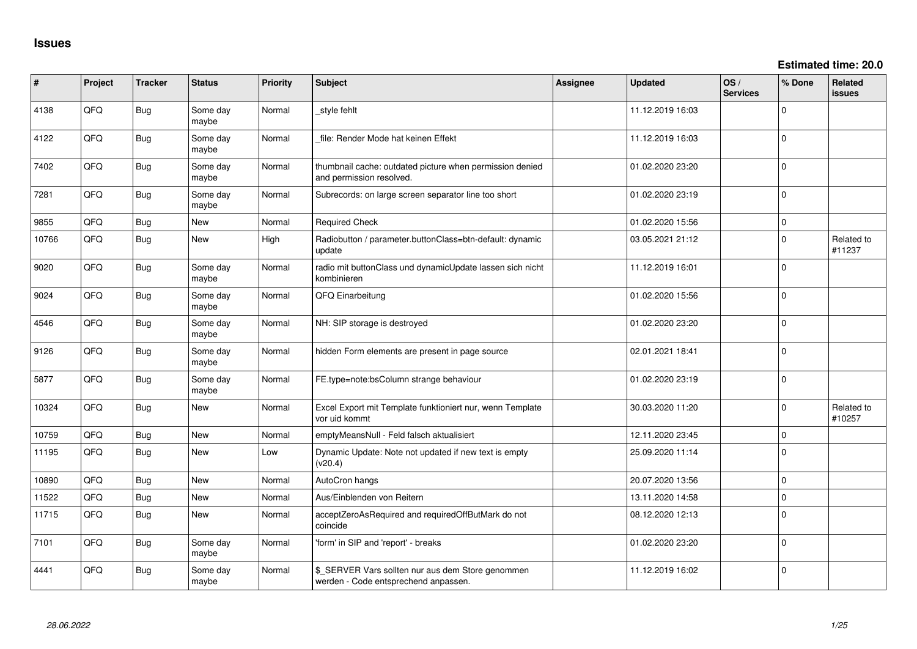# Issues

**Estimated time: 20.0**

| # | Project | Tracker | Status | Priority | Subject | Assignee | Updated | OS / Services | % Done | Related issues |
|---|---|---|---|---|---|---|---|---|---|---|
| 4138 | QFO | Bug | Some day maybe | Normal | _style fehlt | | 11.12.2019 16:03 | | 0 | |
| 4122 | QFO | Bug | Some day maybe | Normal | _file: Render Mode hat keinen Effekt | | 11.12.2019 16:03 | | 0 | |
| 7402 | QFO | Bug | Some day maybe | Normal | thumbnail cache: outdated picture when permission denied and permission resolved. | | 01.02.2020 23:20 | | 0 | |
| 7281 | QFO | Bug | Some day maybe | Normal | Subrecords: on large screen separator line too short | | 01.02.2020 23:19 | | 0 | |
| 9855 | QFO | Bug | New | Normal | Required Check | | 01.02.2020 15:56 | | 0 | |
| 10766 | QFO | Bug | New | High | Radiobutton / parameter.buttonClass=btn-default: dynamic update | | 03.05.2021 21:12 | | 0 | Related to #11237 |
| 9020 | QFO | Bug | Some day maybe | Normal | radio mit buttonClass und dynamicUpdate lassen sich nicht kombinieren | | 11.12.2019 16:01 | | 0 | |
| 9024 | QFO | Bug | Some day maybe | Normal | QFQ Einarbeitung | | 01.02.2020 15:56 | | 0 | |
| 4546 | QFO | Bug | Some day maybe | Normal | NH: SIP storage is destroyed | | 01.02.2020 23:20 | | 0 | |
| 9126 | QFO | Bug | Some day maybe | Normal | hidden Form elements are present in page source | | 02.01.2021 18:41 | | 0 | |
| 5877 | QFO | Bug | Some day maybe | Normal | FE.type=note:bsColumn strange behaviour | | 01.02.2020 23:19 | | 0 | |
| 10324 | QFO | Bug | New | Normal | Excel Export mit Template funktioniert nur, wenn Template vor uid kommt | | 30.03.2020 11:20 | | 0 | Related to #10257 |
| 10759 | QFO | Bug | New | Normal | emptyMeansNull - Feld falsch aktualisiert | | 12.11.2020 23:45 | | 0 | |
| 11195 | QFO | Bug | New | Low | Dynamic Update: Note not updated if new text is empty (v20.4) | | 25.09.2020 11:14 | | 0 | |
| 10890 | QFO | Bug | New | Normal | AutoCron hangs | | 20.07.2020 13:56 | | 0 | |
| 11522 | QFO | Bug | New | Normal | Aus/Einblenden von Reitern | | 13.11.2020 14:58 | | 0 | |
| 11715 | QFO | Bug | New | Normal | acceptZeroAsRequired and requiredOffButMark do not coincide | | 08.12.2020 12:13 | | 0 | |
| 7101 | QFO | Bug | Some day maybe | Normal | 'form' in SIP and 'report' - breaks | | 01.02.2020 23:20 | | 0 | |
| 4441 | QFO | Bug | Some day maybe | Normal | $_SERVER Vars sollten nur aus dem Store genommen werden - Code entsprechend anpassen. | | 11.12.2019 16:02 | | 0 | |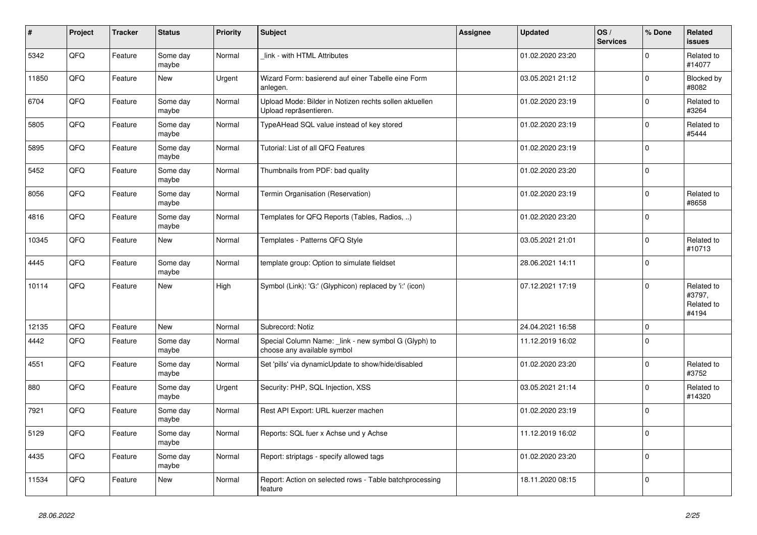| # | Project | Tracker | Status | Priority | Subject | Assignee | Updated | OS / Services | % Done | Related issues |
|---|---|---|---|---|---|---|---|---|---|---|
| 5342 | QFQ | Feature | Some day maybe | Normal | _link - with HTML Attributes | | 01.02.2020 23:20 | | 0 | Related to #14077 |
| 11850 | QFQ | Feature | New | Urgent | Wizard Form: basierend auf einer Tabelle eine Form anlegen. | | 03.05.2021 21:12 | | 0 | Blocked by #8082 |
| 6704 | QFQ | Feature | Some day maybe | Normal | Upload Mode: Bilder in Notizen rechts sollen aktuellen Upload repräsentieren. | | 01.02.2020 23:19 | | 0 | Related to #3264 |
| 5805 | QFQ | Feature | Some day maybe | Normal | TypeAHead SQL value instead of key stored | | 01.02.2020 23:19 | | 0 | Related to #5444 |
| 5895 | QFQ | Feature | Some day maybe | Normal | Tutorial: List of all QFQ Features | | 01.02.2020 23:19 | | 0 | |
| 5452 | QFQ | Feature | Some day maybe | Normal | Thumbnails from PDF: bad quality | | 01.02.2020 23:20 | | 0 | |
| 8056 | QFQ | Feature | Some day maybe | Normal | Termin Organisation (Reservation) | | 01.02.2020 23:19 | | 0 | Related to #8658 |
| 4816 | QFQ | Feature | Some day maybe | Normal | Templates for QFQ Reports (Tables, Radios, ..) | | 01.02.2020 23:20 | | 0 | |
| 10345 | QFQ | Feature | New | Normal | Templates - Patterns QFQ Style | | 03.05.2021 21:01 | | 0 | Related to #10713 |
| 4445 | QFQ | Feature | Some day maybe | Normal | template group: Option to simulate fieldset | | 28.06.2021 14:11 | | 0 | |
| 10114 | QFQ | Feature | New | High | Symbol (Link): 'G:' (Glyphicon) replaced by 'i:' (icon) | | 07.12.2021 17:19 | | 0 | Related to #3797, Related to #4194 |
| 12135 | QFQ | Feature | New | Normal | Subrecord: Notiz | | 24.04.2021 16:58 | | 0 | |
| 4442 | QFQ | Feature | Some day maybe | Normal | Special Column Name: _link - new symbol G (Glyph) to choose any available symbol | | 11.12.2019 16:02 | | 0 | |
| 4551 | QFQ | Feature | Some day maybe | Normal | Set 'pills' via dynamicUpdate to show/hide/disabled | | 01.02.2020 23:20 | | 0 | Related to #3752 |
| 880 | QFQ | Feature | Some day maybe | Urgent | Security: PHP, SQL Injection, XSS | | 03.05.2021 21:14 | | 0 | Related to #14320 |
| 7921 | QFQ | Feature | Some day maybe | Normal | Rest API Export: URL kuerzer machen | | 01.02.2020 23:19 | | 0 | |
| 5129 | QFQ | Feature | Some day maybe | Normal | Reports: SQL fuer x Achse und y Achse | | 11.12.2019 16:02 | | 0 | |
| 4435 | QFQ | Feature | Some day maybe | Normal | Report: striptags - specify allowed tags | | 01.02.2020 23:20 | | 0 | |
| 11534 | QFQ | Feature | New | Normal | Report: Action on selected rows - Table batchprocessing feature | | 18.11.2020 08:15 | | 0 | |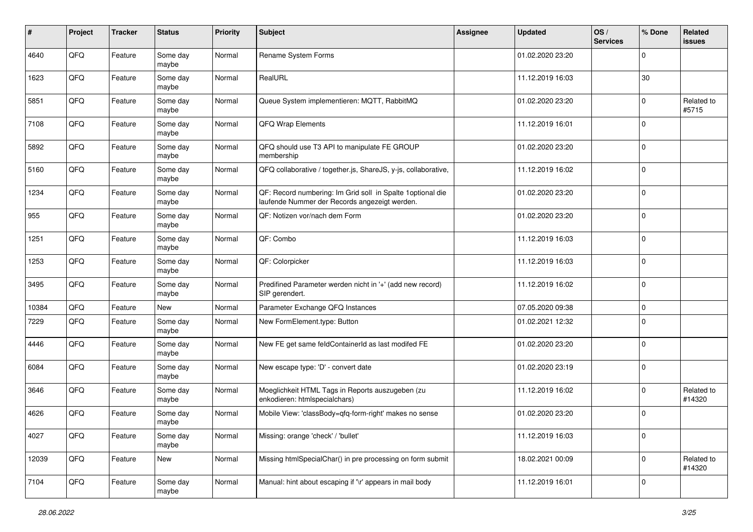| # | Project | Tracker | Status | Priority | Subject | Assignee | Updated | OS / Services | % Done | Related issues |
|---|---|---|---|---|---|---|---|---|---|---|
| 4640 | QFQ | Feature | Some day maybe | Normal | Rename System Forms | | 01.02.2020 23:20 | | 0 | |
| 1623 | QFQ | Feature | Some day maybe | Normal | RealURL | | 11.12.2019 16:03 | | 30 | |
| 5851 | QFQ | Feature | Some day maybe | Normal | Queue System implementieren: MQTT, RabbitMQ | | 01.02.2020 23:20 | | 0 | Related to #5715 |
| 7108 | QFQ | Feature | Some day maybe | Normal | QFQ Wrap Elements | | 11.12.2019 16:01 | | 0 | |
| 5892 | QFQ | Feature | Some day maybe | Normal | QFQ should use T3 API to manipulate FE GROUP membership | | 01.02.2020 23:20 | | 0 | |
| 5160 | QFQ | Feature | Some day maybe | Normal | QFQ collaborative / together.js, ShareJS, y-js, collaborative, | | 11.12.2019 16:02 | | 0 | |
| 1234 | QFQ | Feature | Some day maybe | Normal | QF: Record numbering: Im Grid soll in Spalte 1optional die laufende Nummer der Records angezeigt werden. | | 01.02.2020 23:20 | | 0 | |
| 955 | QFQ | Feature | Some day maybe | Normal | QF: Notizen vor/nach dem Form | | 01.02.2020 23:20 | | 0 | |
| 1251 | QFQ | Feature | Some day maybe | Normal | QF: Combo | | 11.12.2019 16:03 | | 0 | |
| 1253 | QFQ | Feature | Some day maybe | Normal | QF: Colorpicker | | 11.12.2019 16:03 | | 0 | |
| 3495 | QFQ | Feature | Some day maybe | Normal | Predifined Parameter werden nicht in '+' (add new record) SIP gerendert. | | 11.12.2019 16:02 | | 0 | |
| 10384 | QFQ | Feature | New | Normal | Parameter Exchange QFQ Instances | | 07.05.2020 09:38 | | 0 | |
| 7229 | QFQ | Feature | Some day maybe | Normal | New FormElement.type: Button | | 01.02.2021 12:32 | | 0 | |
| 4446 | QFQ | Feature | Some day maybe | Normal | New FE get same feldContainerId as last modifed FE | | 01.02.2020 23:20 | | 0 | |
| 6084 | QFQ | Feature | Some day maybe | Normal | New escape type: 'D' - convert date | | 01.02.2020 23:19 | | 0 | |
| 3646 | QFQ | Feature | Some day maybe | Normal | Moeglichkeit HTML Tags in Reports auszugeben (zu enkodieren: htmlspecialchars) | | 11.12.2019 16:02 | | 0 | Related to #14320 |
| 4626 | QFQ | Feature | Some day maybe | Normal | Mobile View: 'classBody=qfq-form-right' makes no sense | | 01.02.2020 23:20 | | 0 | |
| 4027 | QFQ | Feature | Some day maybe | Normal | Missing: orange 'check' / 'bullet' | | 11.12.2019 16:03 | | 0 | |
| 12039 | QFQ | Feature | New | Normal | Missing htmlSpecialChar() in pre processing on form submit | | 18.02.2021 00:09 | | 0 | Related to #14320 |
| 7104 | QFQ | Feature | Some day maybe | Normal | Manual: hint about escaping if '\r' appears in mail body | | 11.12.2019 16:01 | | 0 | |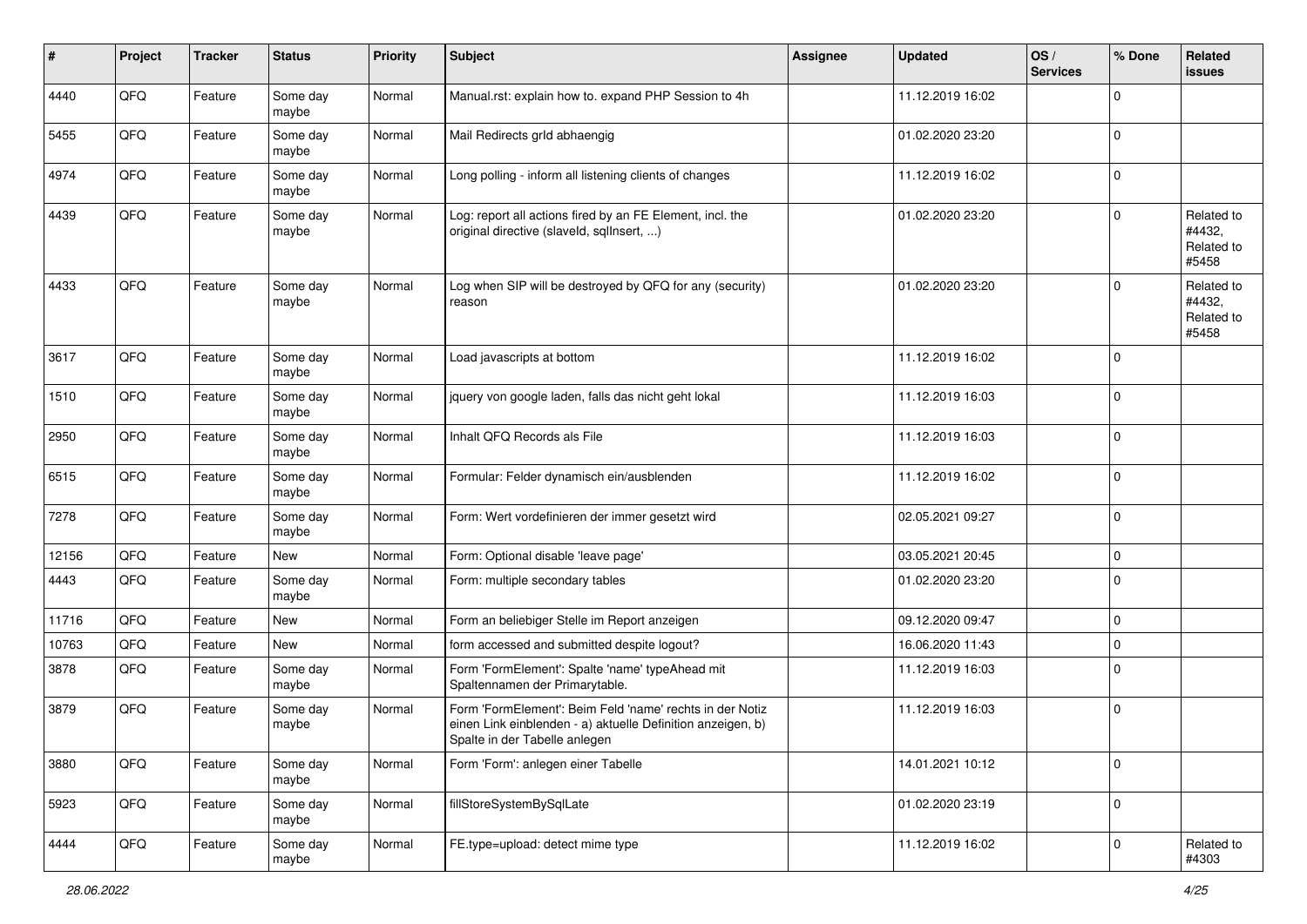| # | Project | Tracker | Status | Priority | Subject | Assignee | Updated | OS / Services | % Done | Related issues |
|---|---|---|---|---|---|---|---|---|---|---|
| 4440 | QFQ | Feature | Some day maybe | Normal | Manual.rst: explain how to. expand PHP Session to 4h | | 11.12.2019 16:02 | | 0 | |
| 5455 | QFQ | Feature | Some day maybe | Normal | Mail Redirects grId abhaengig | | 01.02.2020 23:20 | | 0 | |
| 4974 | QFQ | Feature | Some day maybe | Normal | Long polling - inform all listening clients of changes | | 11.12.2019 16:02 | | 0 | |
| 4439 | QFQ | Feature | Some day maybe | Normal | Log: report all actions fired by an FE Element, incl. the original directive (slaveId, sqlInsert, ...) | | 01.02.2020 23:20 | | 0 | Related to #4432, Related to #5458 |
| 4433 | QFQ | Feature | Some day maybe | Normal | Log when SIP will be destroyed by QFQ for any (security) reason | | 01.02.2020 23:20 | | 0 | Related to #4432, Related to #5458 |
| 3617 | QFQ | Feature | Some day maybe | Normal | Load javascripts at bottom | | 11.12.2019 16:02 | | 0 | |
| 1510 | QFQ | Feature | Some day maybe | Normal | jquery von google laden, falls das nicht geht lokal | | 11.12.2019 16:03 | | 0 | |
| 2950 | QFQ | Feature | Some day maybe | Normal | Inhalt QFQ Records als File | | 11.12.2019 16:03 | | 0 | |
| 6515 | QFQ | Feature | Some day maybe | Normal | Formular: Felder dynamisch ein/ausblenden | | 11.12.2019 16:02 | | 0 | |
| 7278 | QFQ | Feature | Some day maybe | Normal | Form: Wert vordefinieren der immer gesetzt wird | | 02.05.2021 09:27 | | 0 | |
| 12156 | QFQ | Feature | New | Normal | Form: Optional disable 'leave page' | | 03.05.2021 20:45 | | 0 | |
| 4443 | QFQ | Feature | Some day maybe | Normal | Form: multiple secondary tables | | 01.02.2020 23:20 | | 0 | |
| 11716 | QFQ | Feature | New | Normal | Form an beliebiger Stelle im Report anzeigen | | 09.12.2020 09:47 | | 0 | |
| 10763 | QFQ | Feature | New | Normal | form accessed and submitted despite logout? | | 16.06.2020 11:43 | | 0 | |
| 3878 | QFQ | Feature | Some day maybe | Normal | Form 'FormElement': Spalte 'name' typeAhead mit Spaltennamen der Primarytable. | | 11.12.2019 16:03 | | 0 | |
| 3879 | QFQ | Feature | Some day maybe | Normal | Form 'FormElement': Beim Feld 'name' rechts in der Notiz einen Link einblenden - a) aktuelle Definition anzeigen, b) Spalte in der Tabelle anlegen | | 11.12.2019 16:03 | | 0 | |
| 3880 | QFQ | Feature | Some day maybe | Normal | Form 'Form': anlegen einer Tabelle | | 14.01.2021 10:12 | | 0 | |
| 5923 | QFQ | Feature | Some day maybe | Normal | fillStoreSystemBySqlLate | | 01.02.2020 23:19 | | 0 | |
| 4444 | QFQ | Feature | Some day maybe | Normal | FE.type=upload: detect mime type | | 11.12.2019 16:02 | | 0 | Related to #4303 |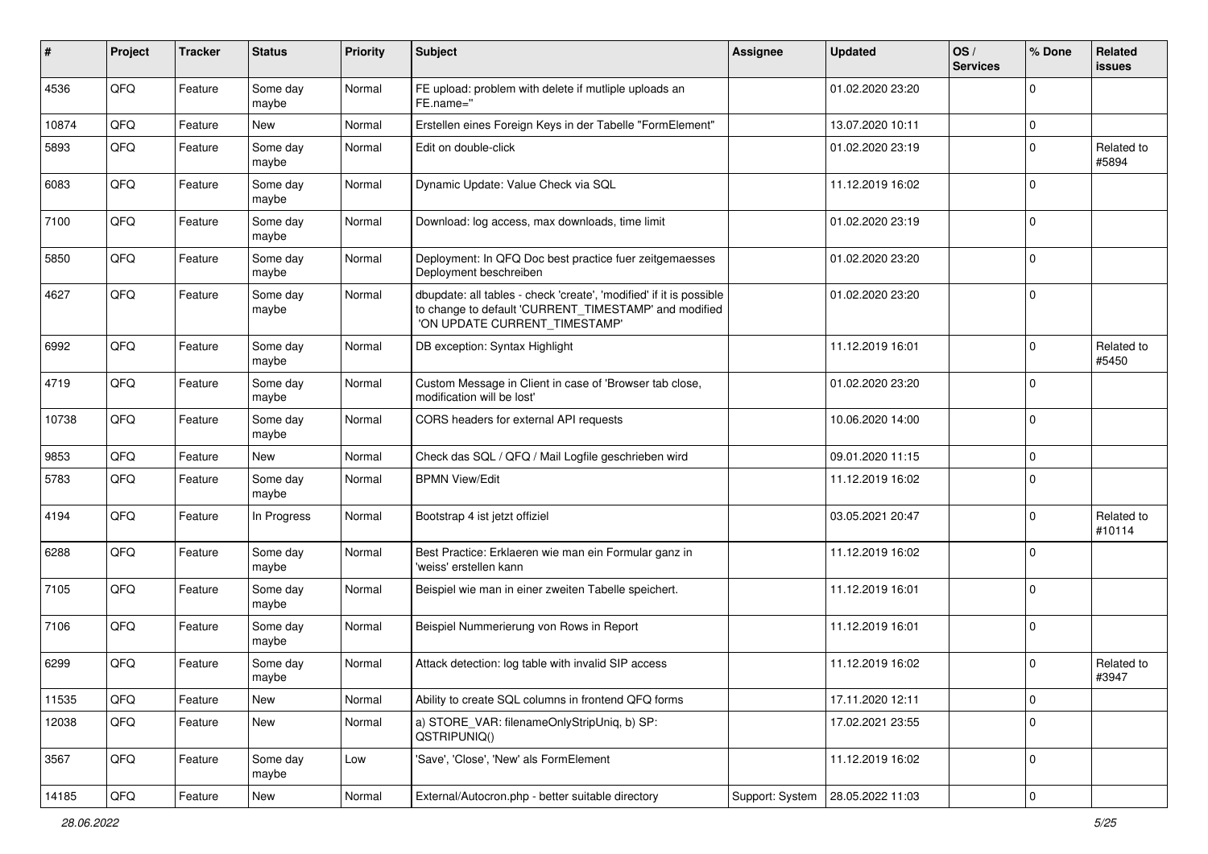| # | Project | Tracker | Status | Priority | Subject | Assignee | Updated | OS / Services | % Done | Related issues |
|---|---|---|---|---|---|---|---|---|---|---|
| 4536 | QFQ | Feature | Some day maybe | Normal | FE upload: problem with delete if mutliple uploads an FE.name="" | | 01.02.2020 23:20 | | 0 | |
| 10874 | QFQ | Feature | New | Normal | Erstellen eines Foreign Keys in der Tabelle "FormElement" | | 13.07.2020 10:11 | | 0 | |
| 5893 | QFQ | Feature | Some day maybe | Normal | Edit on double-click | | 01.02.2020 23:19 | | 0 | Related to #5894 |
| 6083 | QFQ | Feature | Some day maybe | Normal | Dynamic Update: Value Check via SQL | | 11.12.2019 16:02 | | 0 | |
| 7100 | QFQ | Feature | Some day maybe | Normal | Download: log access, max downloads, time limit | | 01.02.2020 23:19 | | 0 | |
| 5850 | QFQ | Feature | Some day maybe | Normal | Deployment: In QFQ Doc best practice fuer zeitgemaesses Deployment beschreiben | | 01.02.2020 23:20 | | 0 | |
| 4627 | QFQ | Feature | Some day maybe | Normal | dbupdate: all tables - check 'create', 'modified' if it is possible to change to default 'CURRENT_TIMESTAMP' and modified 'ON UPDATE CURRENT_TIMESTAMP' | | 01.02.2020 23:20 | | 0 | |
| 6992 | QFQ | Feature | Some day maybe | Normal | DB exception: Syntax Highlight | | 11.12.2019 16:01 | | 0 | Related to #5450 |
| 4719 | QFQ | Feature | Some day maybe | Normal | Custom Message in Client in case of 'Browser tab close, modification will be lost' | | 01.02.2020 23:20 | | 0 | |
| 10738 | QFQ | Feature | Some day maybe | Normal | CORS headers for external API requests | | 10.06.2020 14:00 | | 0 | |
| 9853 | QFQ | Feature | New | Normal | Check das SQL / QFQ / Mail Logfile geschrieben wird | | 09.01.2020 11:15 | | 0 | |
| 5783 | QFQ | Feature | Some day maybe | Normal | BPMN View/Edit | | 11.12.2019 16:02 | | 0 | |
| 4194 | QFQ | Feature | In Progress | Normal | Bootstrap 4 ist jetzt offiziel | | 03.05.2021 20:47 | | 0 | Related to #10114 |
| 6288 | QFQ | Feature | Some day maybe | Normal | Best Practice: Erklaeren wie man ein Formular ganz in 'weiss' erstellen kann | | 11.12.2019 16:02 | | 0 | |
| 7105 | QFQ | Feature | Some day maybe | Normal | Beispiel wie man in einer zweiten Tabelle speichert. | | 11.12.2019 16:01 | | 0 | |
| 7106 | QFQ | Feature | Some day maybe | Normal | Beispiel Nummerierung von Rows in Report | | 11.12.2019 16:01 | | 0 | |
| 6299 | QFQ | Feature | Some day maybe | Normal | Attack detection: log table with invalid SIP access | | 11.12.2019 16:02 | | 0 | Related to #3947 |
| 11535 | QFQ | Feature | New | Normal | Ability to create SQL columns in frontend QFQ forms | | 17.11.2020 12:11 | | 0 | |
| 12038 | QFQ | Feature | New | Normal | a) STORE_VAR: filenameOnlyStripUniq, b) SP: QSTRIPUNIQ() | | 17.02.2021 23:55 | | 0 | |
| 3567 | QFQ | Feature | Some day maybe | Low | 'Save', 'Close', 'New' als FormElement | | 11.12.2019 16:02 | | 0 | |
| 14185 | QFQ | Feature | New | Normal | External/Autocron.php - better suitable directory | Support: System | 28.05.2022 11:03 | | 0 | |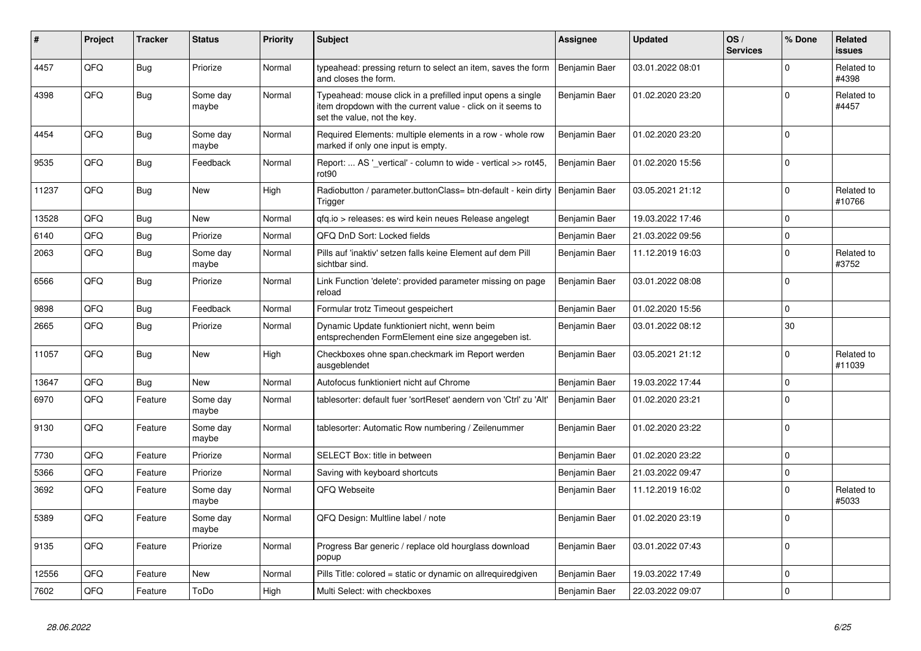| # | Project | Tracker | Status | Priority | Subject | Assignee | Updated | OS / Services | % Done | Related issues |
|---|---|---|---|---|---|---|---|---|---|---|
| 4457 | QFQ | Bug | Priorize | Normal | typeahead: pressing return to select an item, saves the form and closes the form. | Benjamin Baer | 03.01.2022 08:01 | | 0 | Related to #4398 |
| 4398 | QFQ | Bug | Some day maybe | Normal | Typeahead: mouse click in a prefilled input opens a single item dropdown with the current value - click on it seems to set the value, not the key. | Benjamin Baer | 01.02.2020 23:20 | | 0 | Related to #4457 |
| 4454 | QFQ | Bug | Some day maybe | Normal | Required Elements: multiple elements in a row - whole row marked if only one input is empty. | Benjamin Baer | 01.02.2020 23:20 | | 0 | |
| 9535 | QFQ | Bug | Feedback | Normal | Report: ... AS '_vertical' - column to wide - vertical >> rot45, rot90 | Benjamin Baer | 01.02.2020 15:56 | | 0 | |
| 11237 | QFQ | Bug | New | High | Radiobutton / parameter.buttonClass= btn-default - kein dirty Trigger | Benjamin Baer | 03.05.2021 21:12 | | 0 | Related to #10766 |
| 13528 | QFQ | Bug | New | Normal | qfq.io > releases: es wird kein neues Release angelegt | Benjamin Baer | 19.03.2022 17:46 | | 0 | |
| 6140 | QFQ | Bug | Priorize | Normal | QFQ DnD Sort: Locked fields | Benjamin Baer | 21.03.2022 09:56 | | 0 | |
| 2063 | QFQ | Bug | Some day maybe | Normal | Pills auf 'inaktiv' setzen falls keine Element auf dem Pill sichtbar sind. | Benjamin Baer | 11.12.2019 16:03 | | 0 | Related to #3752 |
| 6566 | QFQ | Bug | Priorize | Normal | Link Function 'delete': provided parameter missing on page reload | Benjamin Baer | 03.01.2022 08:08 | | 0 | |
| 9898 | QFQ | Bug | Feedback | Normal | Formular trotz Timeout gespeichert | Benjamin Baer | 01.02.2020 15:56 | | 0 | |
| 2665 | QFQ | Bug | Priorize | Normal | Dynamic Update funktioniert nicht, wenn beim entsprechenden FormElement eine size angegeben ist. | Benjamin Baer | 03.01.2022 08:12 | | 30 | |
| 11057 | QFQ | Bug | New | High | Checkboxes ohne span.checkmark im Report werden ausgeblendet | Benjamin Baer | 03.05.2021 21:12 | | 0 | Related to #11039 |
| 13647 | QFQ | Bug | New | Normal | Autofocus funktioniert nicht auf Chrome | Benjamin Baer | 19.03.2022 17:44 | | 0 | |
| 6970 | QFQ | Feature | Some day maybe | Normal | tablesorter: default fuer 'sortReset' aendern von 'Ctrl' zu 'Alt' | Benjamin Baer | 01.02.2020 23:21 | | 0 | |
| 9130 | QFQ | Feature | Some day maybe | Normal | tablesorter: Automatic Row numbering / Zeilenummer | Benjamin Baer | 01.02.2020 23:22 | | 0 | |
| 7730 | QFQ | Feature | Priorize | Normal | SELECT Box: title in between | Benjamin Baer | 01.02.2020 23:22 | | 0 | |
| 5366 | QFQ | Feature | Priorize | Normal | Saving with keyboard shortcuts | Benjamin Baer | 21.03.2022 09:47 | | 0 | |
| 3692 | QFQ | Feature | Some day maybe | Normal | QFQ Webseite | Benjamin Baer | 11.12.2019 16:02 | | 0 | Related to #5033 |
| 5389 | QFQ | Feature | Some day maybe | Normal | QFQ Design: Multline label / note | Benjamin Baer | 01.02.2020 23:19 | | 0 | |
| 9135 | QFQ | Feature | Priorize | Normal | Progress Bar generic / replace old hourglass download popup | Benjamin Baer | 03.01.2022 07:43 | | 0 | |
| 12556 | QFQ | Feature | New | Normal | Pills Title: colored = static or dynamic on allrequiredgiven | Benjamin Baer | 19.03.2022 17:49 | | 0 | |
| 7602 | QFQ | Feature | ToDo | High | Multi Select: with checkboxes | Benjamin Baer | 22.03.2022 09:07 | | 0 | |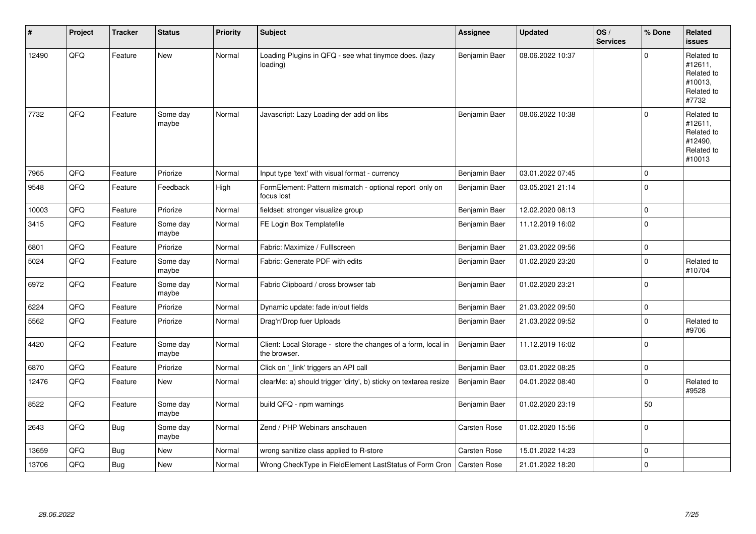| # | Project | Tracker | Status | Priority | Subject | Assignee | Updated | OS / Services | % Done | Related issues |
|---|---|---|---|---|---|---|---|---|---|---|
| 12490 | QFQ | Feature | New | Normal | Loading Plugins in QFQ - see what tinymce does. (lazy loading) | Benjamin Baer | 08.06.2022 10:37 | | 0 | Related to #12611, Related to #10013, Related to #7732 |
| 7732 | QFQ | Feature | Some day maybe | Normal | Javascript: Lazy Loading der add on libs | Benjamin Baer | 08.06.2022 10:38 | | 0 | Related to #12611, Related to #12490, Related to #10013 |
| 7965 | QFQ | Feature | Priorize | Normal | Input type 'text' with visual format - currency | Benjamin Baer | 03.01.2022 07:45 | | 0 | |
| 9548 | QFQ | Feature | Feedback | High | FormElement: Pattern mismatch - optional report only on focus lost | Benjamin Baer | 03.05.2021 21:14 | | 0 | |
| 10003 | QFQ | Feature | Priorize | Normal | fieldset: stronger visualize group | Benjamin Baer | 12.02.2020 08:13 | | 0 | |
| 3415 | QFQ | Feature | Some day maybe | Normal | FE Login Box Templatefile | Benjamin Baer | 11.12.2019 16:02 | | 0 | |
| 6801 | QFQ | Feature | Priorize | Normal | Fabric: Maximize / Fulllscreen | Benjamin Baer | 21.03.2022 09:56 | | 0 | |
| 5024 | QFQ | Feature | Some day maybe | Normal | Fabric: Generate PDF with edits | Benjamin Baer | 01.02.2020 23:20 | | 0 | Related to #10704 |
| 6972 | QFQ | Feature | Some day maybe | Normal | Fabric Clipboard / cross browser tab | Benjamin Baer | 01.02.2020 23:21 | | 0 | |
| 6224 | QFQ | Feature | Priorize | Normal | Dynamic update: fade in/out fields | Benjamin Baer | 21.03.2022 09:50 | | 0 | |
| 5562 | QFQ | Feature | Priorize | Normal | Drag'n'Drop fuer Uploads | Benjamin Baer | 21.03.2022 09:52 | | 0 | Related to #9706 |
| 4420 | QFQ | Feature | Some day maybe | Normal | Client: Local Storage - store the changes of a form, local in the browser. | Benjamin Baer | 11.12.2019 16:02 | | 0 | |
| 6870 | QFQ | Feature | Priorize | Normal | Click on '_link' triggers an API call | Benjamin Baer | 03.01.2022 08:25 | | 0 | |
| 12476 | QFQ | Feature | New | Normal | clearMe: a) should trigger 'dirty', b) sticky on textarea resize | Benjamin Baer | 04.01.2022 08:40 | | 0 | Related to #9528 |
| 8522 | QFQ | Feature | Some day maybe | Normal | build QFQ - npm warnings | Benjamin Baer | 01.02.2020 23:19 | | 50 | |
| 2643 | QFQ | Bug | Some day maybe | Normal | Zend / PHP Webinars anschauen | Carsten Rose | 01.02.2020 15:56 | | 0 | |
| 13659 | QFQ | Bug | New | Normal | wrong sanitize class applied to R-store | Carsten Rose | 15.01.2022 14:23 | | 0 | |
| 13706 | QFQ | Bug | New | Normal | Wrong CheckType in FieldElement LastStatus of Form Cron | Carsten Rose | 21.01.2022 18:20 | | 0 | |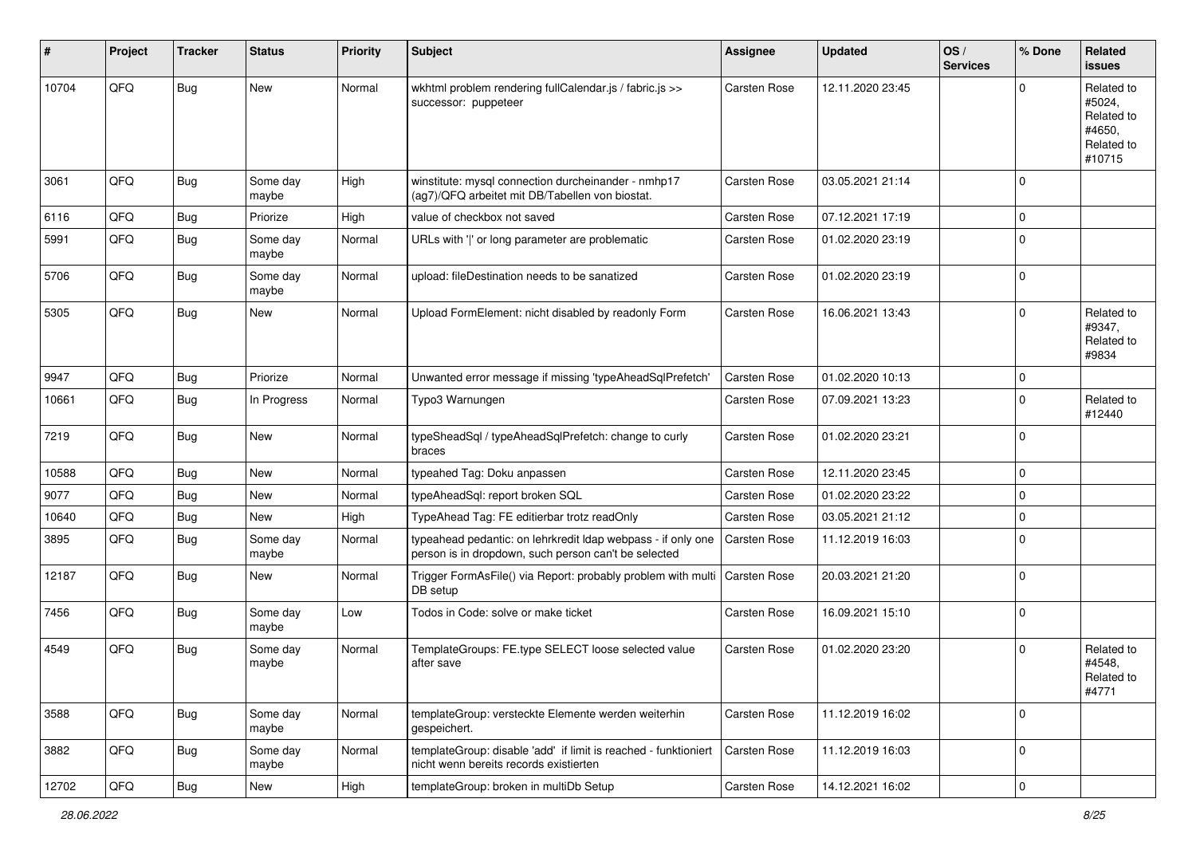| # | Project | Tracker | Status | Priority | Subject | Assignee | Updated | OS / Services | % Done | Related issues |
|---|---|---|---|---|---|---|---|---|---|---|
| 10704 | QFQ | Bug | New | Normal | wkhtml problem rendering fullCalendar.js / fabric.js >> successor: puppeteer | Carsten Rose | 12.11.2020 23:45 | | 0 | Related to #5024, Related to #4650, Related to #10715 |
| 3061 | QFQ | Bug | Some day maybe | High | winstitute: mysql connection durcheinander - nmhp17 (ag7)/QFQ arbeitet mit DB/Tabellen von biostat. | Carsten Rose | 03.05.2021 21:14 | | 0 | |
| 6116 | QFQ | Bug | Priorize | High | value of checkbox not saved | Carsten Rose | 07.12.2021 17:19 | | 0 | |
| 5991 | QFQ | Bug | Some day maybe | Normal | URLs with '\|' or long parameter are problematic | Carsten Rose | 01.02.2020 23:19 | | 0 | |
| 5706 | QFQ | Bug | Some day maybe | Normal | upload: fileDestination needs to be sanatized | Carsten Rose | 01.02.2020 23:19 | | 0 | |
| 5305 | QFQ | Bug | New | Normal | Upload FormElement: nicht disabled by readonly Form | Carsten Rose | 16.06.2021 13:43 | | 0 | Related to #9347, Related to #9834 |
| 9947 | QFQ | Bug | Priorize | Normal | Unwanted error message if missing 'typeAheadSqlPrefetch' | Carsten Rose | 01.02.2020 10:13 | | 0 | |
| 10661 | QFQ | Bug | In Progress | Normal | Typo3 Warnungen | Carsten Rose | 07.09.2021 13:23 | | 0 | Related to #12440 |
| 7219 | QFQ | Bug | New | Normal | typeSheadSql / typeAheadSqlPrefetch: change to curly braces | Carsten Rose | 01.02.2020 23:21 | | 0 | |
| 10588 | QFQ | Bug | New | Normal | typeahed Tag: Doku anpassen | Carsten Rose | 12.11.2020 23:45 | | 0 | |
| 9077 | QFQ | Bug | New | Normal | typeAheadSql: report broken SQL | Carsten Rose | 01.02.2020 23:22 | | 0 | |
| 10640 | QFQ | Bug | New | High | TypeAhead Tag: FE editierbar trotz readOnly | Carsten Rose | 03.05.2021 21:12 | | 0 | |
| 3895 | QFQ | Bug | Some day maybe | Normal | typeahead pedantic: on lehrkredit ldap webpass - if only one person is in dropdown, such person can't be selected | Carsten Rose | 11.12.2019 16:03 | | 0 | |
| 12187 | QFQ | Bug | New | Normal | Trigger FormAsFile() via Report: probably problem with multi DB setup | Carsten Rose | 20.03.2021 21:20 | | 0 | |
| 7456 | QFQ | Bug | Some day maybe | Low | Todos in Code: solve or make ticket | Carsten Rose | 16.09.2021 15:10 | | 0 | |
| 4549 | QFQ | Bug | Some day maybe | Normal | TemplateGroups: FE.type SELECT loose selected value after save | Carsten Rose | 01.02.2020 23:20 | | 0 | Related to #4548, Related to #4771 |
| 3588 | QFQ | Bug | Some day maybe | Normal | templateGroup: versteckte Elemente werden weiterhin gespeichert. | Carsten Rose | 11.12.2019 16:02 | | 0 | |
| 3882 | QFQ | Bug | Some day maybe | Normal | templateGroup: disable 'add' if limit is reached - funktioniert nicht wenn bereits records existierten | Carsten Rose | 11.12.2019 16:03 | | 0 | |
| 12702 | QFQ | Bug | New | High | templateGroup: broken in multiDb Setup | Carsten Rose | 14.12.2021 16:02 | | 0 | |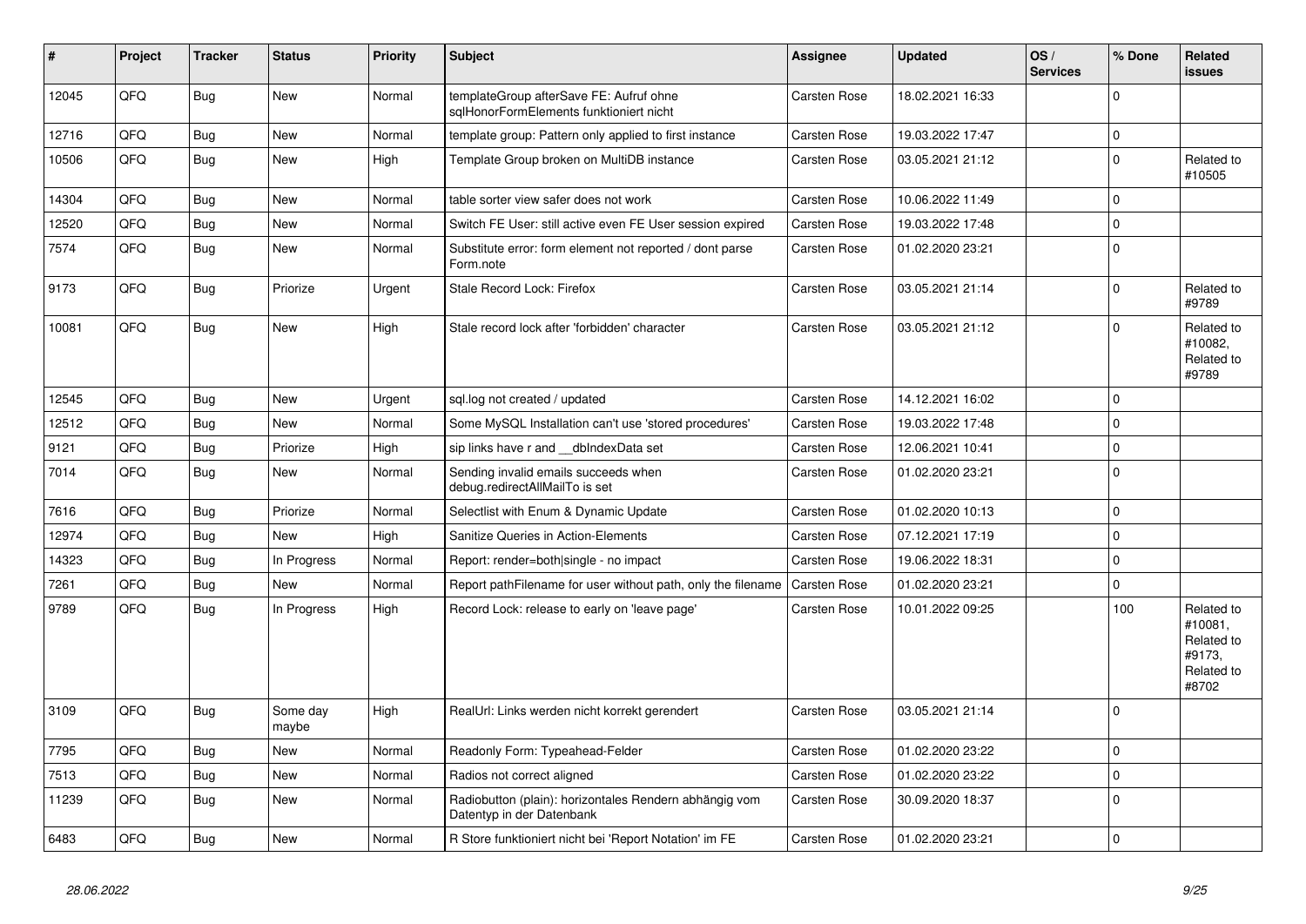| # | Project | Tracker | Status | Priority | Subject | Assignee | Updated | OS / Services | % Done | Related issues |
|---|---|---|---|---|---|---|---|---|---|---|
| 12045 | QFQ | Bug | New | Normal | templateGroup afterSave FE: Aufruf ohne sqlHonorFormElements funktioniert nicht | Carsten Rose | 18.02.2021 16:33 | | 0 | |
| 12716 | QFQ | Bug | New | Normal | template group: Pattern only applied to first instance | Carsten Rose | 19.03.2022 17:47 | | 0 | |
| 10506 | QFQ | Bug | New | High | Template Group broken on MultiDB instance | Carsten Rose | 03.05.2021 21:12 | | 0 | Related to #10505 |
| 14304 | QFQ | Bug | New | Normal | table sorter view safer does not work | Carsten Rose | 10.06.2022 11:49 | | 0 | |
| 12520 | QFQ | Bug | New | Normal | Switch FE User: still active even FE User session expired | Carsten Rose | 19.03.2022 17:48 | | 0 | |
| 7574 | QFQ | Bug | New | Normal | Substitute error: form element not reported / dont parse Form.note | Carsten Rose | 01.02.2020 23:21 | | 0 | |
| 9173 | QFQ | Bug | Priorize | Urgent | Stale Record Lock: Firefox | Carsten Rose | 03.05.2021 21:14 | | 0 | Related to #9789 |
| 10081 | QFQ | Bug | New | High | Stale record lock after 'forbidden' character | Carsten Rose | 03.05.2021 21:12 | | 0 | Related to #10082, Related to #9789 |
| 12545 | QFQ | Bug | New | Urgent | sql.log not created / updated | Carsten Rose | 14.12.2021 16:02 | | 0 | |
| 12512 | QFQ | Bug | New | Normal | Some MySQL Installation can't use 'stored procedures' | Carsten Rose | 19.03.2022 17:48 | | 0 | |
| 9121 | QFQ | Bug | Priorize | High | sip links have r and __dbIndexData set | Carsten Rose | 12.06.2021 10:41 | | 0 | |
| 7014 | QFQ | Bug | New | Normal | Sending invalid emails succeeds when debug.redirectAllMailTo is set | Carsten Rose | 01.02.2020 23:21 | | 0 | |
| 7616 | QFQ | Bug | Priorize | Normal | Selectlist with Enum & Dynamic Update | Carsten Rose | 01.02.2020 10:13 | | 0 | |
| 12974 | QFQ | Bug | New | High | Sanitize Queries in Action-Elements | Carsten Rose | 07.12.2021 17:19 | | 0 | |
| 14323 | QFQ | Bug | In Progress | Normal | Report: render=both\|single - no impact | Carsten Rose | 19.06.2022 18:31 | | 0 | |
| 7261 | QFQ | Bug | New | Normal | Report pathFilename for user without path, only the filename | Carsten Rose | 01.02.2020 23:21 | | 0 | |
| 9789 | QFQ | Bug | In Progress | High | Record Lock: release to early on 'leave page' | Carsten Rose | 10.01.2022 09:25 | | 100 | Related to #10081, Related to #9173, Related to #8702 |
| 3109 | QFQ | Bug | Some day maybe | High | RealUrl: Links werden nicht korrekt gerendert | Carsten Rose | 03.05.2021 21:14 | | 0 | |
| 7795 | QFQ | Bug | New | Normal | Readonly Form: Typeahead-Felder | Carsten Rose | 01.02.2020 23:22 | | 0 | |
| 7513 | QFQ | Bug | New | Normal | Radios not correct aligned | Carsten Rose | 01.02.2020 23:22 | | 0 | |
| 11239 | QFQ | Bug | New | Normal | Radiobutton (plain): horizontales Rendern abhängig vom Datentyp in der Datenbank | Carsten Rose | 30.09.2020 18:37 | | 0 | |
| 6483 | QFQ | Bug | New | Normal | R Store funktioniert nicht bei 'Report Notation' im FE | Carsten Rose | 01.02.2020 23:21 | | 0 | |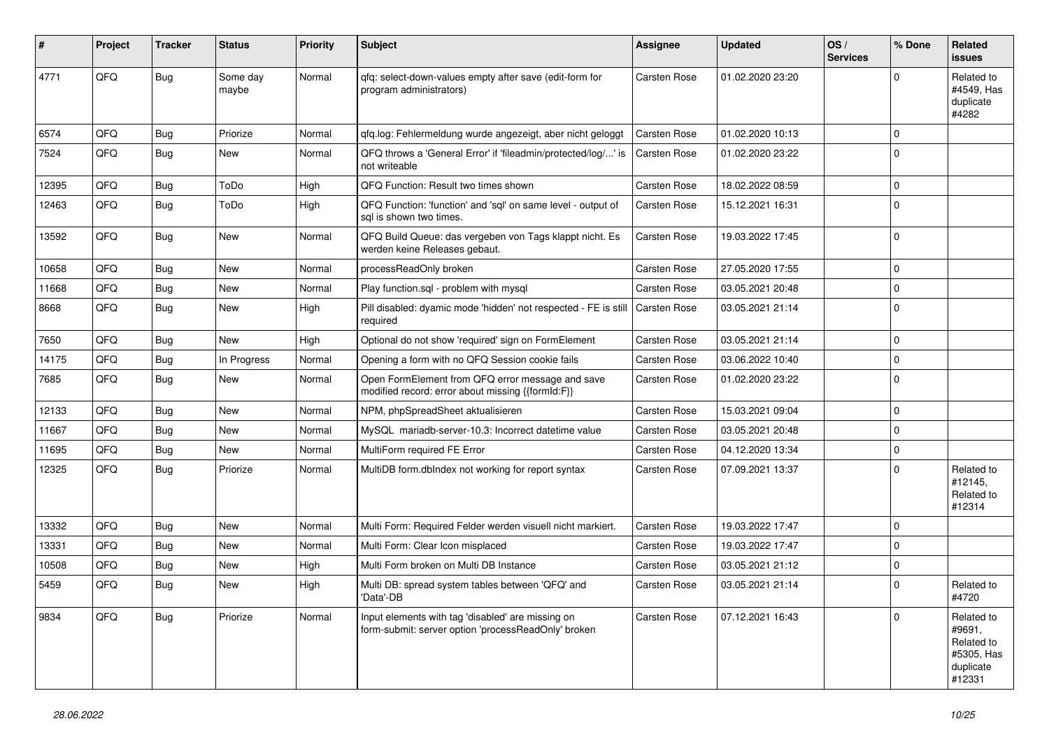| # | Project | Tracker | Status | Priority | Subject | Assignee | Updated | OS / Services | % Done | Related issues |
|---|---|---|---|---|---|---|---|---|---|---|
| 4771 | QFQ | Bug | Some day maybe | Normal | qfq: select-down-values empty after save (edit-form for program administrators) | Carsten Rose | 01.02.2020 23:20 | | 0 | Related to #4549, Has duplicate #4282 |
| 6574 | QFQ | Bug | Priorize | Normal | qfq.log: Fehlermeldung wurde angezeigt, aber nicht geloggt | Carsten Rose | 01.02.2020 10:13 | | 0 | |
| 7524 | QFQ | Bug | New | Normal | QFQ throws a 'General Error' if 'fileadmin/protected/log/...' is not writeable | Carsten Rose | 01.02.2020 23:22 | | 0 | |
| 12395 | QFQ | Bug | ToDo | High | QFQ Function: Result two times shown | Carsten Rose | 18.02.2022 08:59 | | 0 | |
| 12463 | QFQ | Bug | ToDo | High | QFQ Function: 'function' and 'sql' on same level - output of sql is shown two times. | Carsten Rose | 15.12.2021 16:31 | | 0 | |
| 13592 | QFQ | Bug | New | Normal | QFQ Build Queue: das vergeben von Tags klappt nicht. Es werden keine Releases gebaut. | Carsten Rose | 19.03.2022 17:45 | | 0 | |
| 10658 | QFQ | Bug | New | Normal | processReadOnly broken | Carsten Rose | 27.05.2020 17:55 | | 0 | |
| 11668 | QFQ | Bug | New | Normal | Play function.sql - problem with mysql | Carsten Rose | 03.05.2021 20:48 | | 0 | |
| 8668 | QFQ | Bug | New | High | Pill disabled: dyamic mode 'hidden' not respected - FE is still required | Carsten Rose | 03.05.2021 21:14 | | 0 | |
| 7650 | QFQ | Bug | New | High | Optional do not show 'required' sign on FormElement | Carsten Rose | 03.05.2021 21:14 | | 0 | |
| 14175 | QFQ | Bug | In Progress | Normal | Opening a form with no QFQ Session cookie fails | Carsten Rose | 03.06.2022 10:40 | | 0 | |
| 7685 | QFQ | Bug | New | Normal | Open FormElement from QFQ error message and save modified record: error about missing {{formId:F}} | Carsten Rose | 01.02.2020 23:22 | | 0 | |
| 12133 | QFQ | Bug | New | Normal | NPM, phpSpreadSheet aktualisieren | Carsten Rose | 15.03.2021 09:04 | | 0 | |
| 11667 | QFQ | Bug | New | Normal | MySQL mariadb-server-10.3: Incorrect datetime value | Carsten Rose | 03.05.2021 20:48 | | 0 | |
| 11695 | QFQ | Bug | New | Normal | MultiForm required FE Error | Carsten Rose | 04.12.2020 13:34 | | 0 | |
| 12325 | QFQ | Bug | Priorize | Normal | MultiDB form.dbIndex not working for report syntax | Carsten Rose | 07.09.2021 13:37 | | 0 | Related to #12145, Related to #12314 |
| 13332 | QFQ | Bug | New | Normal | Multi Form: Required Felder werden visuell nicht markiert. | Carsten Rose | 19.03.2022 17:47 | | 0 | |
| 13331 | QFQ | Bug | New | Normal | Multi Form: Clear Icon misplaced | Carsten Rose | 19.03.2022 17:47 | | 0 | |
| 10508 | QFQ | Bug | New | High | Multi Form broken on Multi DB Instance | Carsten Rose | 03.05.2021 21:12 | | 0 | |
| 5459 | QFQ | Bug | New | High | Multi DB: spread system tables between 'QFQ' and 'Data'-DB | Carsten Rose | 03.05.2021 21:14 | | 0 | Related to #4720 |
| 9834 | QFQ | Bug | Priorize | Normal | Input elements with tag 'disabled' are missing on form-submit: server option 'processReadOnly' broken | Carsten Rose | 07.12.2021 16:43 | | 0 | Related to #9691, Related to #5305, Has duplicate #12331 |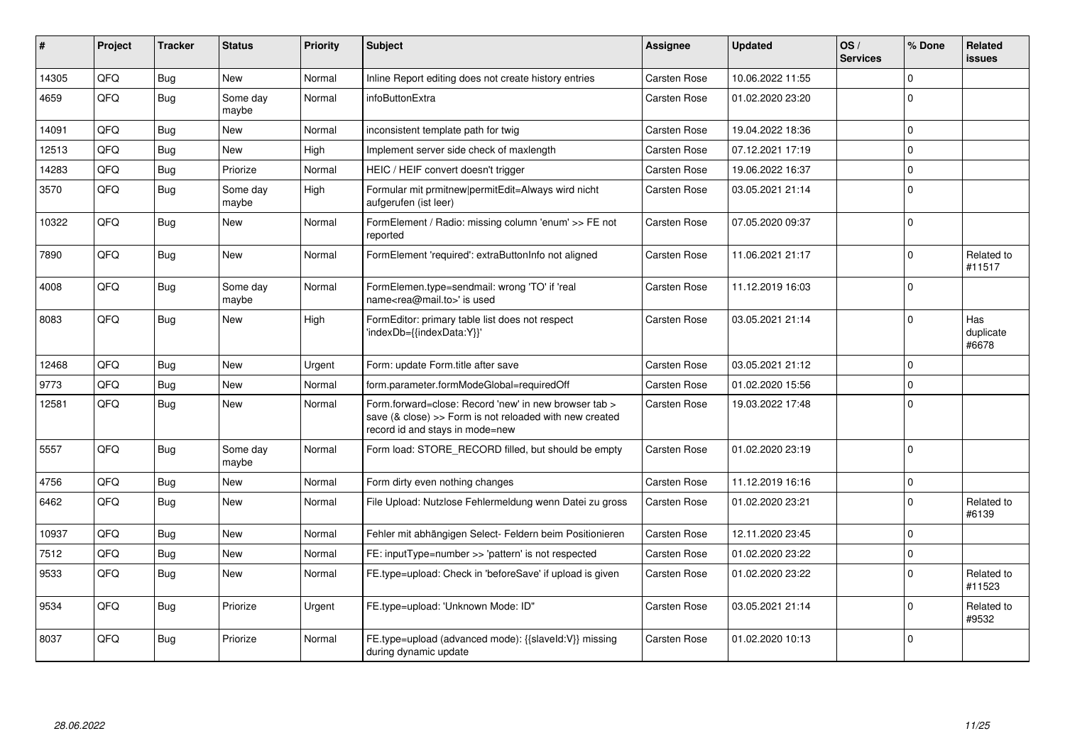| # | Project | Tracker | Status | Priority | Subject | Assignee | Updated | OS / Services | % Done | Related issues |
|---|---|---|---|---|---|---|---|---|---|---|
| 14305 | QFQ | Bug | New | Normal | Inline Report editing does not create history entries | Carsten Rose | 10.06.2022 11:55 | | 0 | |
| 4659 | QFQ | Bug | Some day maybe | Normal | infoButtonExtra | Carsten Rose | 01.02.2020 23:20 | | 0 | |
| 14091 | QFQ | Bug | New | Normal | inconsistent template path for twig | Carsten Rose | 19.04.2022 18:36 | | 0 | |
| 12513 | QFQ | Bug | New | High | Implement server side check of maxlength | Carsten Rose | 07.12.2021 17:19 | | 0 | |
| 14283 | QFQ | Bug | Priorize | Normal | HEIC / HEIF convert doesn't trigger | Carsten Rose | 19.06.2022 16:37 | | 0 | |
| 3570 | QFQ | Bug | Some day maybe | High | Formular mit prmitnew\|permitEdit=Always wird nicht aufgerufen (ist leer) | Carsten Rose | 03.05.2021 21:14 | | 0 | |
| 10322 | QFQ | Bug | New | Normal | FormElement / Radio: missing column 'enum' >> FE not reported | Carsten Rose | 07.05.2020 09:37 | | 0 | |
| 7890 | QFQ | Bug | New | Normal | FormElement 'required': extraButtonInfo not aligned | Carsten Rose | 11.06.2021 21:17 | | 0 | Related to #11517 |
| 4008 | QFQ | Bug | Some day maybe | Normal | FormElemen.type=sendmail: wrong 'TO' if 'real name<rea@mail.to>' is used | Carsten Rose | 11.12.2019 16:03 | | 0 | |
| 8083 | QFQ | Bug | New | High | FormEditor: primary table list does not respect 'indexDb={{indexData:Y}}' | Carsten Rose | 03.05.2021 21:14 | | 0 | Has duplicate #6678 |
| 12468 | QFQ | Bug | New | Urgent | Form: update Form.title after save | Carsten Rose | 03.05.2021 21:12 | | 0 | |
| 9773 | QFQ | Bug | New | Normal | form.parameter.formModeGlobal=requiredOff | Carsten Rose | 01.02.2020 15:56 | | 0 | |
| 12581 | QFQ | Bug | New | Normal | Form.forward=close: Record 'new' in new browser tab > save (& close) >> Form is not reloaded with new created record id and stays in mode=new | Carsten Rose | 19.03.2022 17:48 | | 0 | |
| 5557 | QFQ | Bug | Some day maybe | Normal | Form load: STORE_RECORD filled, but should be empty | Carsten Rose | 01.02.2020 23:19 | | 0 | |
| 4756 | QFQ | Bug | New | Normal | Form dirty even nothing changes | Carsten Rose | 11.12.2019 16:16 | | 0 | |
| 6462 | QFQ | Bug | New | Normal | File Upload: Nutzlose Fehlermeldung wenn Datei zu gross | Carsten Rose | 01.02.2020 23:21 | | 0 | Related to #6139 |
| 10937 | QFQ | Bug | New | Normal | Fehler mit abhängigen Select- Feldern beim Positionieren | Carsten Rose | 12.11.2020 23:45 | | 0 | |
| 7512 | QFQ | Bug | New | Normal | FE: inputType=number >> 'pattern' is not respected | Carsten Rose | 01.02.2020 23:22 | | 0 | |
| 9533 | QFQ | Bug | New | Normal | FE.type=upload: Check in 'beforeSave' if upload is given | Carsten Rose | 01.02.2020 23:22 | | 0 | Related to #11523 |
| 9534 | QFQ | Bug | Priorize | Urgent | FE.type=upload: 'Unknown Mode: ID" | Carsten Rose | 03.05.2021 21:14 | | 0 | Related to #9532 |
| 8037 | QFQ | Bug | Priorize | Normal | FE.type=upload (advanced mode): {{slaveId:V}} missing during dynamic update | Carsten Rose | 01.02.2020 10:13 | | 0 | |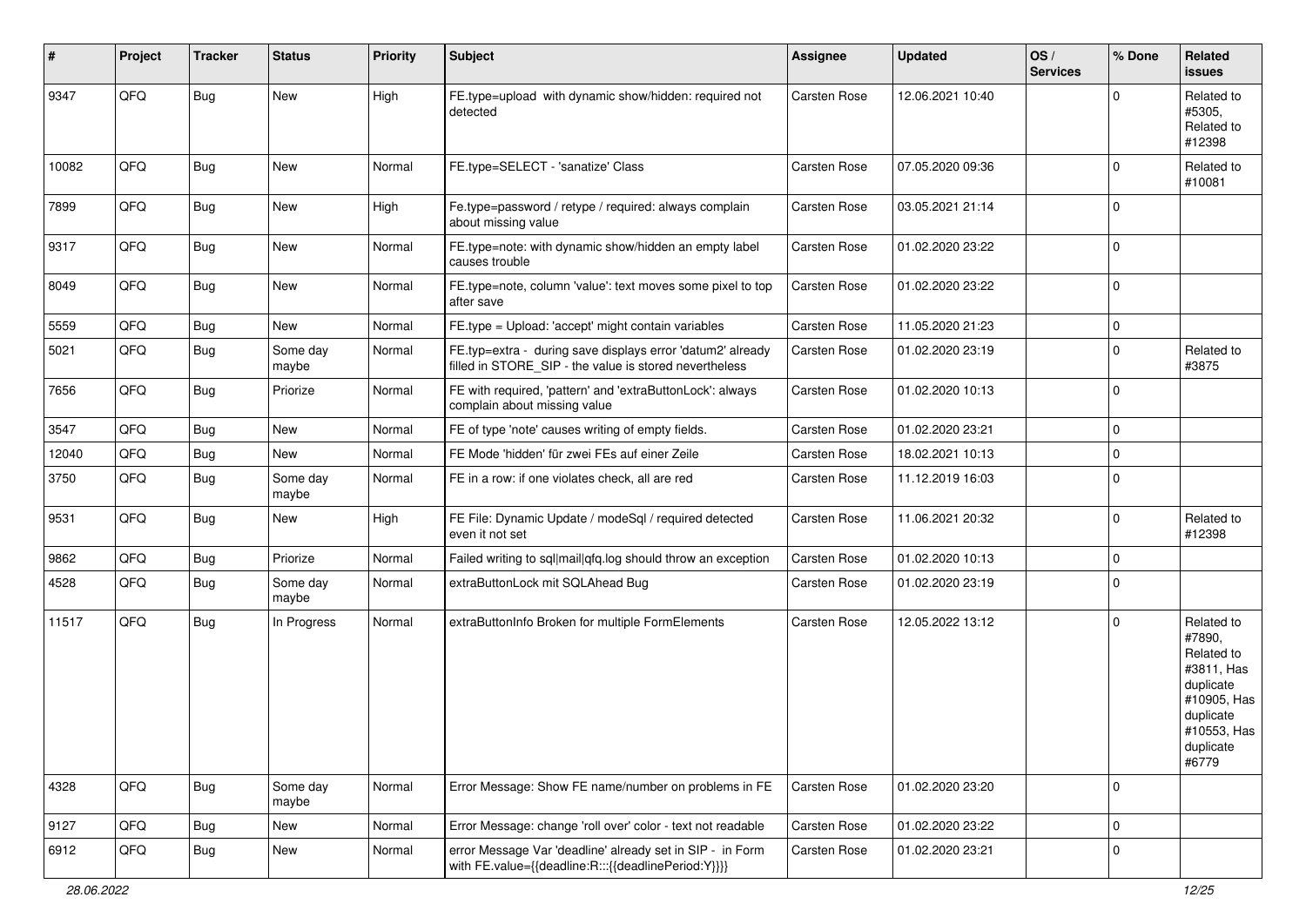| # | Project | Tracker | Status | Priority | Subject | Assignee | Updated | OS / Services | % Done | Related issues |
|---|---|---|---|---|---|---|---|---|---|---|
| 9347 | QFQ | Bug | New | High | FE.type=upload with dynamic show/hidden: required not detected | Carsten Rose | 12.06.2021 10:40 | | 0 | Related to #5305, Related to #12398 |
| 10082 | QFQ | Bug | New | Normal | FE.type=SELECT - 'sanatize' Class | Carsten Rose | 07.05.2020 09:36 | | 0 | Related to #10081 |
| 7899 | QFQ | Bug | New | High | Fe.type=password / retype / required: always complain about missing value | Carsten Rose | 03.05.2021 21:14 | | 0 | |
| 9317 | QFQ | Bug | New | Normal | FE.type=note: with dynamic show/hidden an empty label causes trouble | Carsten Rose | 01.02.2020 23:22 | | 0 | |
| 8049 | QFQ | Bug | New | Normal | FE.type=note, column 'value': text moves some pixel to top after save | Carsten Rose | 01.02.2020 23:22 | | 0 | |
| 5559 | QFQ | Bug | New | Normal | FE.type = Upload: 'accept' might contain variables | Carsten Rose | 11.05.2020 21:23 | | 0 | |
| 5021 | QFQ | Bug | Some day maybe | Normal | FE.typ=extra - during save displays error 'datum2' already filled in STORE_SIP - the value is stored nevertheless | Carsten Rose | 01.02.2020 23:19 | | 0 | Related to #3875 |
| 7656 | QFQ | Bug | Priorize | Normal | FE with required, 'pattern' and 'extraButtonLock': always complain about missing value | Carsten Rose | 01.02.2020 10:13 | | 0 | |
| 3547 | QFQ | Bug | New | Normal | FE of type 'note' causes writing of empty fields. | Carsten Rose | 01.02.2020 23:21 | | 0 | |
| 12040 | QFQ | Bug | New | Normal | FE Mode 'hidden' für zwei FEs auf einer Zeile | Carsten Rose | 18.02.2021 10:13 | | 0 | |
| 3750 | QFQ | Bug | Some day maybe | Normal | FE in a row: if one violates check, all are red | Carsten Rose | 11.12.2019 16:03 | | 0 | |
| 9531 | QFQ | Bug | New | High | FE File: Dynamic Update / modeSql / required detected even it not set | Carsten Rose | 11.06.2021 20:32 | | 0 | Related to #12398 |
| 9862 | QFQ | Bug | Priorize | Normal | Failed writing to sql|mail|qfq.log should throw an exception | Carsten Rose | 01.02.2020 10:13 | | 0 | |
| 4528 | QFQ | Bug | Some day maybe | Normal | extraButtonLock mit SQLAhead Bug | Carsten Rose | 01.02.2020 23:19 | | 0 | |
| 11517 | QFQ | Bug | In Progress | Normal | extraButtonInfo Broken for multiple FormElements | Carsten Rose | 12.05.2022 13:12 | | 0 | Related to #7890, Related to #3811, Has duplicate #10905, Has duplicate #10553, Has duplicate #6779 |
| 4328 | QFQ | Bug | Some day maybe | Normal | Error Message: Show FE name/number on problems in FE | Carsten Rose | 01.02.2020 23:20 | | 0 | |
| 9127 | QFQ | Bug | New | Normal | Error Message: change 'roll over' color - text not readable | Carsten Rose | 01.02.2020 23:22 | | 0 | |
| 6912 | QFQ | Bug | New | Normal | error Message Var 'deadline' already set in SIP - in Form with FE.value={{deadline:R:::{{deadlinePeriod:Y}}}} | Carsten Rose | 01.02.2020 23:21 | | 0 | |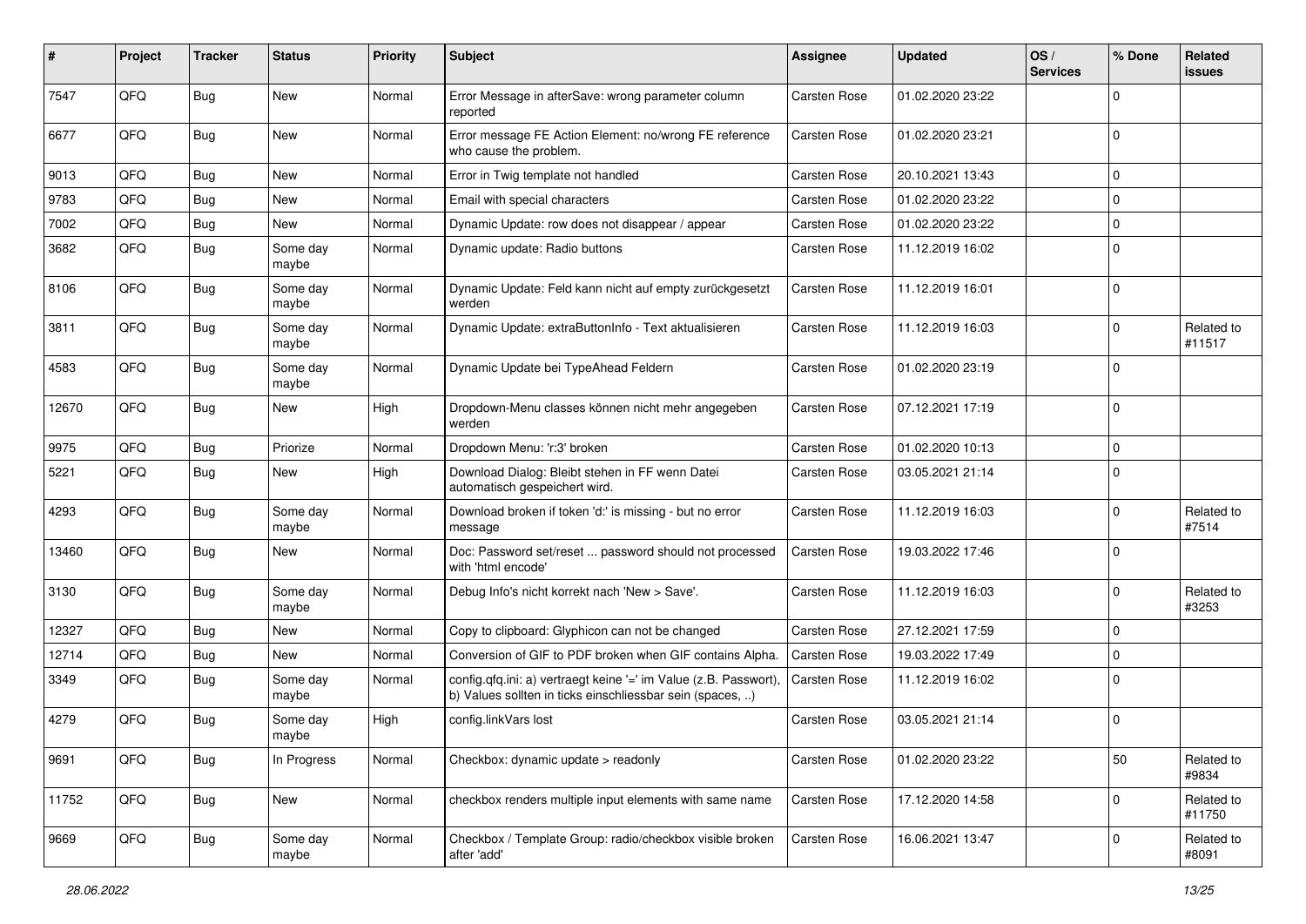| # | Project | Tracker | Status | Priority | Subject | Assignee | Updated | OS / Services | % Done | Related issues |
|---|---|---|---|---|---|---|---|---|---|---|
| 7547 | QFQ | Bug | New | Normal | Error Message in afterSave: wrong parameter column reported | Carsten Rose | 01.02.2020 23:22 | | 0 | |
| 6677 | QFQ | Bug | New | Normal | Error message FE Action Element: no/wrong FE reference who cause the problem. | Carsten Rose | 01.02.2020 23:21 | | 0 | |
| 9013 | QFQ | Bug | New | Normal | Error in Twig template not handled | Carsten Rose | 20.10.2021 13:43 | | 0 | |
| 9783 | QFQ | Bug | New | Normal | Email with special characters | Carsten Rose | 01.02.2020 23:22 | | 0 | |
| 7002 | QFQ | Bug | New | Normal | Dynamic Update: row does not disappear / appear | Carsten Rose | 01.02.2020 23:22 | | 0 | |
| 3682 | QFQ | Bug | Some day maybe | Normal | Dynamic update: Radio buttons | Carsten Rose | 11.12.2019 16:02 | | 0 | |
| 8106 | QFQ | Bug | Some day maybe | Normal | Dynamic Update: Feld kann nicht auf empty zurückgesetzt werden | Carsten Rose | 11.12.2019 16:01 | | 0 | |
| 3811 | QFQ | Bug | Some day maybe | Normal | Dynamic Update: extraButtonInfo - Text aktualisieren | Carsten Rose | 11.12.2019 16:03 | | 0 | Related to #11517 |
| 4583 | QFQ | Bug | Some day maybe | Normal | Dynamic Update bei TypeAhead Feldern | Carsten Rose | 01.02.2020 23:19 | | 0 | |
| 12670 | QFQ | Bug | New | High | Dropdown-Menu classes können nicht mehr angegeben werden | Carsten Rose | 07.12.2021 17:19 | | 0 | |
| 9975 | QFQ | Bug | Priorize | Normal | Dropdown Menu: 'r:3' broken | Carsten Rose | 01.02.2020 10:13 | | 0 | |
| 5221 | QFQ | Bug | New | High | Download Dialog: Bleibt stehen in FF wenn Datei automatisch gespeichert wird. | Carsten Rose | 03.05.2021 21:14 | | 0 | |
| 4293 | QFQ | Bug | Some day maybe | Normal | Download broken if token 'd:' is missing - but no error message | Carsten Rose | 11.12.2019 16:03 | | 0 | Related to #7514 |
| 13460 | QFQ | Bug | New | Normal | Doc: Password set/reset ... password should not processed with 'html encode' | Carsten Rose | 19.03.2022 17:46 | | 0 | |
| 3130 | QFQ | Bug | Some day maybe | Normal | Debug Info's nicht korrekt nach 'New > Save'. | Carsten Rose | 11.12.2019 16:03 | | 0 | Related to #3253 |
| 12327 | QFQ | Bug | New | Normal | Copy to clipboard: Glyphicon can not be changed | Carsten Rose | 27.12.2021 17:59 | | 0 | |
| 12714 | QFQ | Bug | New | Normal | Conversion of GIF to PDF broken when GIF contains Alpha. | Carsten Rose | 19.03.2022 17:49 | | 0 | |
| 3349 | QFQ | Bug | Some day maybe | Normal | config.qfq.ini: a) vertraegt keine '=' im Value (z.B. Passwort), b) Values sollten in ticks einschliessbar sein (spaces, ..) | Carsten Rose | 11.12.2019 16:02 | | 0 | |
| 4279 | QFQ | Bug | Some day maybe | High | config.linkVars lost | Carsten Rose | 03.05.2021 21:14 | | 0 | |
| 9691 | QFQ | Bug | In Progress | Normal | Checkbox: dynamic update > readonly | Carsten Rose | 01.02.2020 23:22 | | 50 | Related to #9834 |
| 11752 | QFQ | Bug | New | Normal | checkbox renders multiple input elements with same name | Carsten Rose | 17.12.2020 14:58 | | 0 | Related to #11750 |
| 9669 | QFQ | Bug | Some day maybe | Normal | Checkbox / Template Group: radio/checkbox visible broken after 'add' | Carsten Rose | 16.06.2021 13:47 | | 0 | Related to #8091 |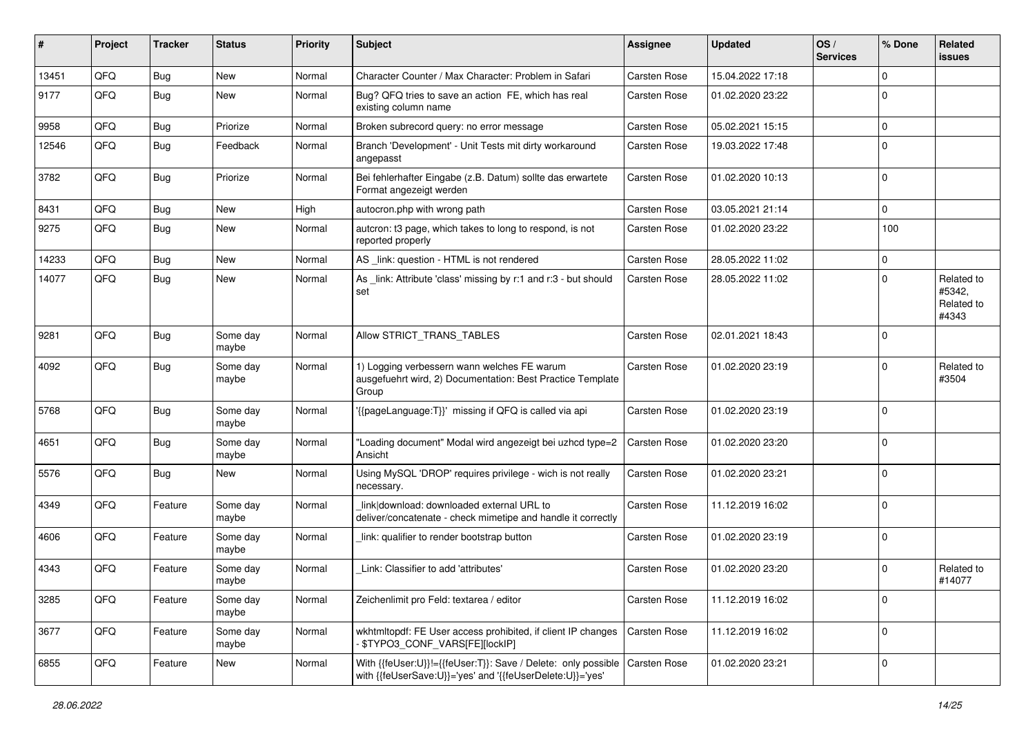| # | Project | Tracker | Status | Priority | Subject | Assignee | Updated | OS / Services | % Done | Related issues |
|---|---|---|---|---|---|---|---|---|---|---|
| 13451 | QFQ | Bug | New | Normal | Character Counter / Max Character: Problem in Safari | Carsten Rose | 15.04.2022 17:18 | | 0 | |
| 9177 | QFQ | Bug | New | Normal | Bug? QFQ tries to save an action FE, which has real existing column name | Carsten Rose | 01.02.2020 23:22 | | 0 | |
| 9958 | QFQ | Bug | Priorize | Normal | Broken subrecord query: no error message | Carsten Rose | 05.02.2021 15:15 | | 0 | |
| 12546 | QFQ | Bug | Feedback | Normal | Branch 'Development' - Unit Tests mit dirty workaround angepasst | Carsten Rose | 19.03.2022 17:48 | | 0 | |
| 3782 | QFQ | Bug | Priorize | Normal | Bei fehlerhafter Eingabe (z.B. Datum) sollte das erwartete Format angezeigt werden | Carsten Rose | 01.02.2020 10:13 | | 0 | |
| 8431 | QFQ | Bug | New | High | autocron.php with wrong path | Carsten Rose | 03.05.2021 21:14 | | 0 | |
| 9275 | QFQ | Bug | New | Normal | autcron: t3 page, which takes to long to respond, is not reported properly | Carsten Rose | 01.02.2020 23:22 | | 100 | |
| 14233 | QFQ | Bug | New | Normal | AS _link: question - HTML is not rendered | Carsten Rose | 28.05.2022 11:02 | | 0 | |
| 14077 | QFQ | Bug | New | Normal | As _link: Attribute 'class' missing by r:1 and r:3 - but should set | Carsten Rose | 28.05.2022 11:02 | | 0 | Related to #5342, Related to #4343 |
| 9281 | QFQ | Bug | Some day maybe | Normal | Allow STRICT_TRANS_TABLES | Carsten Rose | 02.01.2021 18:43 | | 0 | |
| 4092 | QFQ | Bug | Some day maybe | Normal | 1) Logging verbessern wann welches FE warum ausgefuehrt wird, 2) Documentation: Best Practice Template Group | Carsten Rose | 01.02.2020 23:19 | | 0 | Related to #3504 |
| 5768 | QFQ | Bug | Some day maybe | Normal | '{{pageLanguage:T}}' missing if QFQ is called via api | Carsten Rose | 01.02.2020 23:19 | | 0 | |
| 4651 | QFQ | Bug | Some day maybe | Normal | "Loading document" Modal wird angezeigt bei uzhcd type=2 Ansicht | Carsten Rose | 01.02.2020 23:20 | | 0 | |
| 5576 | QFQ | Bug | New | Normal | Using MySQL 'DROP' requires privilege - wich is not really necessary. | Carsten Rose | 01.02.2020 23:21 | | 0 | |
| 4349 | QFQ | Feature | Some day maybe | Normal | _link\|download: downloaded external URL to deliver/concatenate - check mimetipe and handle it correctly | Carsten Rose | 11.12.2019 16:02 | | 0 | |
| 4606 | QFQ | Feature | Some day maybe | Normal | _link: qualifier to render bootstrap button | Carsten Rose | 01.02.2020 23:19 | | 0 | |
| 4343 | QFQ | Feature | Some day maybe | Normal | _Link: Classifier to add 'attributes' | Carsten Rose | 01.02.2020 23:20 | | 0 | Related to #14077 |
| 3285 | QFQ | Feature | Some day maybe | Normal | Zeichenlimit pro Feld: textarea / editor | Carsten Rose | 11.12.2019 16:02 | | 0 | |
| 3677 | QFQ | Feature | Some day maybe | Normal | wkhtmltopdf: FE User access prohibited, if client IP changes - $TYPO3_CONF_VARS[FE][lockIP] | Carsten Rose | 11.12.2019 16:02 | | 0 | |
| 6855 | QFQ | Feature | New | Normal | With {{feUser:U}}!={{feUser:T}}: Save / Delete: only possible with {{feUserSave:U}}='yes' and '{{feUserDelete:U}}='yes' | Carsten Rose | 01.02.2020 23:21 | | 0 | |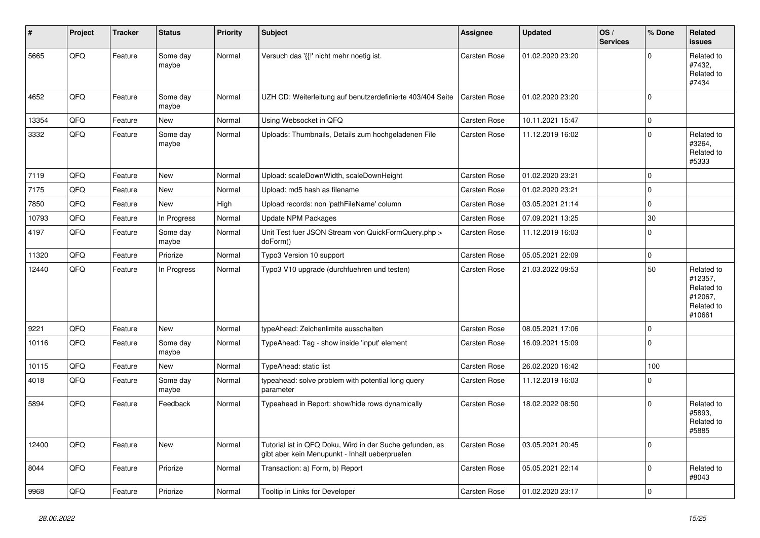| # | Project | Tracker | Status | Priority | Subject | Assignee | Updated | OS / Services | % Done | Related issues |
|---|---|---|---|---|---|---|---|---|---|---|
| 5665 | QFQ | Feature | Some day maybe | Normal | Versuch das '{{!' nicht mehr noetig ist. | Carsten Rose | 01.02.2020 23:20 | | 0 | Related to #7432, Related to #7434 |
| 4652 | QFQ | Feature | Some day maybe | Normal | UZH CD: Weiterleitung auf benutzerdefinierte 403/404 Seite | Carsten Rose | 01.02.2020 23:20 | | 0 | |
| 13354 | QFQ | Feature | New | Normal | Using Websocket in QFQ | Carsten Rose | 10.11.2021 15:47 | | 0 | |
| 3332 | QFQ | Feature | Some day maybe | Normal | Uploads: Thumbnails, Details zum hochgeladenen File | Carsten Rose | 11.12.2019 16:02 | | 0 | Related to #3264, Related to #5333 |
| 7119 | QFQ | Feature | New | Normal | Upload: scaleDownWidth, scaleDownHeight | Carsten Rose | 01.02.2020 23:21 | | 0 | |
| 7175 | QFQ | Feature | New | Normal | Upload: md5 hash as filename | Carsten Rose | 01.02.2020 23:21 | | 0 | |
| 7850 | QFQ | Feature | New | High | Upload records: non 'pathFileName' column | Carsten Rose | 03.05.2021 21:14 | | 0 | |
| 10793 | QFQ | Feature | In Progress | Normal | Update NPM Packages | Carsten Rose | 07.09.2021 13:25 | | 30 | |
| 4197 | QFQ | Feature | Some day maybe | Normal | Unit Test fuer JSON Stream von QuickFormQuery.php > doForm() | Carsten Rose | 11.12.2019 16:03 | | 0 | |
| 11320 | QFQ | Feature | Priorize | Normal | Typo3 Version 10 support | Carsten Rose | 05.05.2021 22:09 | | 0 | |
| 12440 | QFQ | Feature | In Progress | Normal | Typo3 V10 upgrade (durchfuehren und testen) | Carsten Rose | 21.03.2022 09:53 | | 50 | Related to #12357, Related to #12067, Related to #10661 |
| 9221 | QFQ | Feature | New | Normal | typeAhead: Zeichenlimite ausschalten | Carsten Rose | 08.05.2021 17:06 | | 0 | |
| 10116 | QFQ | Feature | Some day maybe | Normal | TypeAhead: Tag - show inside 'input' element | Carsten Rose | 16.09.2021 15:09 | | 0 | |
| 10115 | QFQ | Feature | New | Normal | TypeAhead: static list | Carsten Rose | 26.02.2020 16:42 | | 100 | |
| 4018 | QFQ | Feature | Some day maybe | Normal | typeahead: solve problem with potential long query parameter | Carsten Rose | 11.12.2019 16:03 | | 0 | |
| 5894 | QFQ | Feature | Feedback | Normal | Typeahead in Report: show/hide rows dynamically | Carsten Rose | 18.02.2022 08:50 | | 0 | Related to #5893, Related to #5885 |
| 12400 | QFQ | Feature | New | Normal | Tutorial ist in QFQ Doku, Wird in der Suche gefunden, es gibt aber kein Menupunkt - Inhalt ueberpruefen | Carsten Rose | 03.05.2021 20:45 | | 0 | |
| 8044 | QFQ | Feature | Priorize | Normal | Transaction: a) Form, b) Report | Carsten Rose | 05.05.2021 22:14 | | 0 | Related to #8043 |
| 9968 | QFQ | Feature | Priorize | Normal | Tooltip in Links for Developer | Carsten Rose | 01.02.2020 23:17 | | 0 | |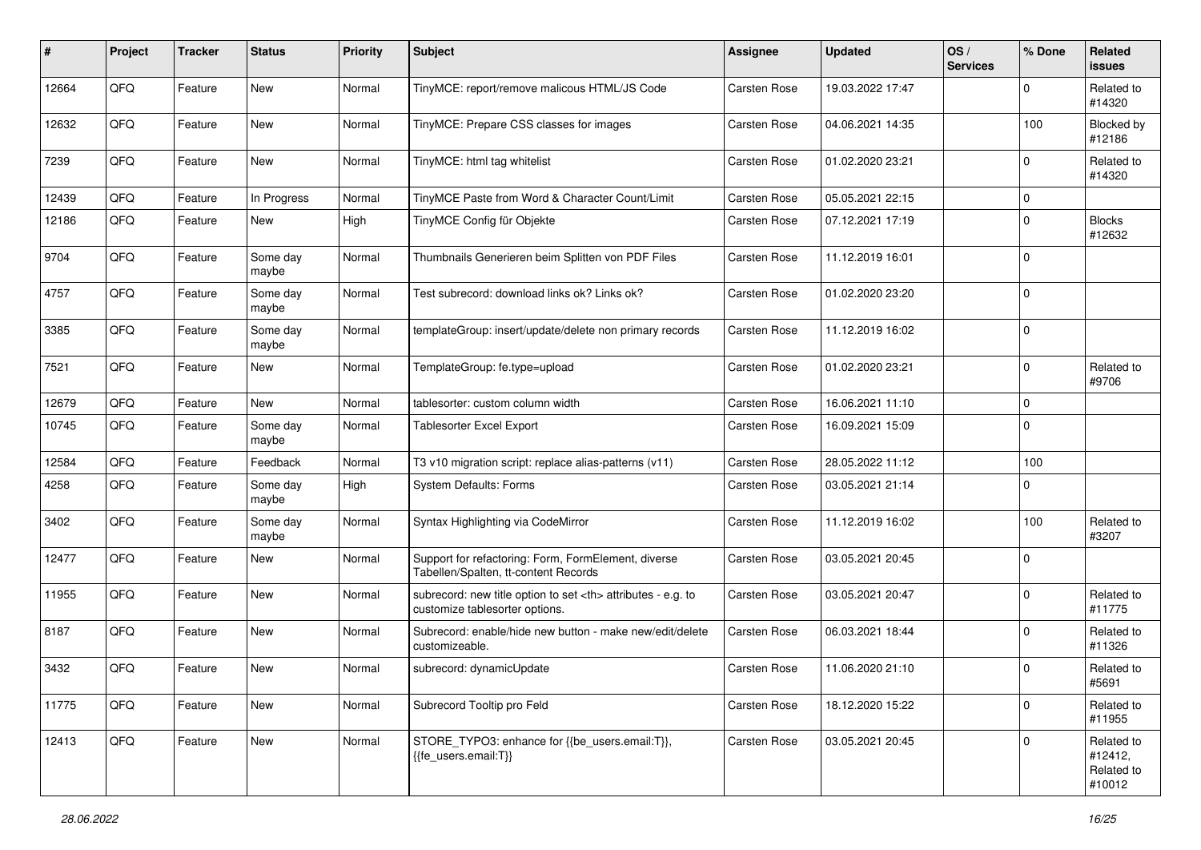| # | Project | Tracker | Status | Priority | Subject | Assignee | Updated | OS / Services | % Done | Related issues |
|---|---|---|---|---|---|---|---|---|---|---|
| 12664 | QFQ | Feature | New | Normal | TinyMCE: report/remove malicous HTML/JS Code | Carsten Rose | 19.03.2022 17:47 | | 0 | Related to #14320 |
| 12632 | QFQ | Feature | New | Normal | TinyMCE: Prepare CSS classes for images | Carsten Rose | 04.06.2021 14:35 | | 100 | Blocked by #12186 |
| 7239 | QFQ | Feature | New | Normal | TinyMCE: html tag whitelist | Carsten Rose | 01.02.2020 23:21 | | 0 | Related to #14320 |
| 12439 | QFQ | Feature | In Progress | Normal | TinyMCE Paste from Word & Character Count/Limit | Carsten Rose | 05.05.2021 22:15 | | 0 | |
| 12186 | QFQ | Feature | New | High | TinyMCE Config für Objekte | Carsten Rose | 07.12.2021 17:19 | | 0 | Blocks #12632 |
| 9704 | QFQ | Feature | Some day maybe | Normal | Thumbnails Generieren beim Splitten von PDF Files | Carsten Rose | 11.12.2019 16:01 | | 0 | |
| 4757 | QFQ | Feature | Some day maybe | Normal | Test subrecord: download links ok? Links ok? | Carsten Rose | 01.02.2020 23:20 | | 0 | |
| 3385 | QFQ | Feature | Some day maybe | Normal | templateGroup: insert/update/delete non primary records | Carsten Rose | 11.12.2019 16:02 | | 0 | |
| 7521 | QFQ | Feature | New | Normal | TemplateGroup: fe.type=upload | Carsten Rose | 01.02.2020 23:21 | | 0 | Related to #9706 |
| 12679 | QFQ | Feature | New | Normal | tablesorter: custom column width | Carsten Rose | 16.06.2021 11:10 | | 0 | |
| 10745 | QFQ | Feature | Some day maybe | Normal | Tablesorter Excel Export | Carsten Rose | 16.09.2021 15:09 | | 0 | |
| 12584 | QFQ | Feature | Feedback | Normal | T3 v10 migration script: replace alias-patterns (v11) | Carsten Rose | 28.05.2022 11:12 | | 100 | |
| 4258 | QFQ | Feature | Some day maybe | High | System Defaults: Forms | Carsten Rose | 03.05.2021 21:14 | | 0 | |
| 3402 | QFQ | Feature | Some day maybe | Normal | Syntax Highlighting via CodeMirror | Carsten Rose | 11.12.2019 16:02 | | 100 | Related to #3207 |
| 12477 | QFQ | Feature | New | Normal | Support for refactoring: Form, FormElement, diverse Tabellen/Spalten, tt-content Records | Carsten Rose | 03.05.2021 20:45 | | 0 | |
| 11955 | QFQ | Feature | New | Normal | subrecord: new title option to set <th> attributes - e.g. to customize tablesorter options. | Carsten Rose | 03.05.2021 20:47 | | 0 | Related to #11775 |
| 8187 | QFQ | Feature | New | Normal | Subrecord: enable/hide new button - make new/edit/delete customizeable. | Carsten Rose | 06.03.2021 18:44 | | 0 | Related to #11326 |
| 3432 | QFQ | Feature | New | Normal | subrecord: dynamicUpdate | Carsten Rose | 11.06.2020 21:10 | | 0 | Related to #5691 |
| 11775 | QFQ | Feature | New | Normal | Subrecord Tooltip pro Feld | Carsten Rose | 18.12.2020 15:22 | | 0 | Related to #11955 |
| 12413 | QFQ | Feature | New | Normal | STORE_TYPO3: enhance for {{be_users.email:T}}, {{fe_users.email:T}} | Carsten Rose | 03.05.2021 20:45 | | 0 | Related to #12412, Related to #10012 |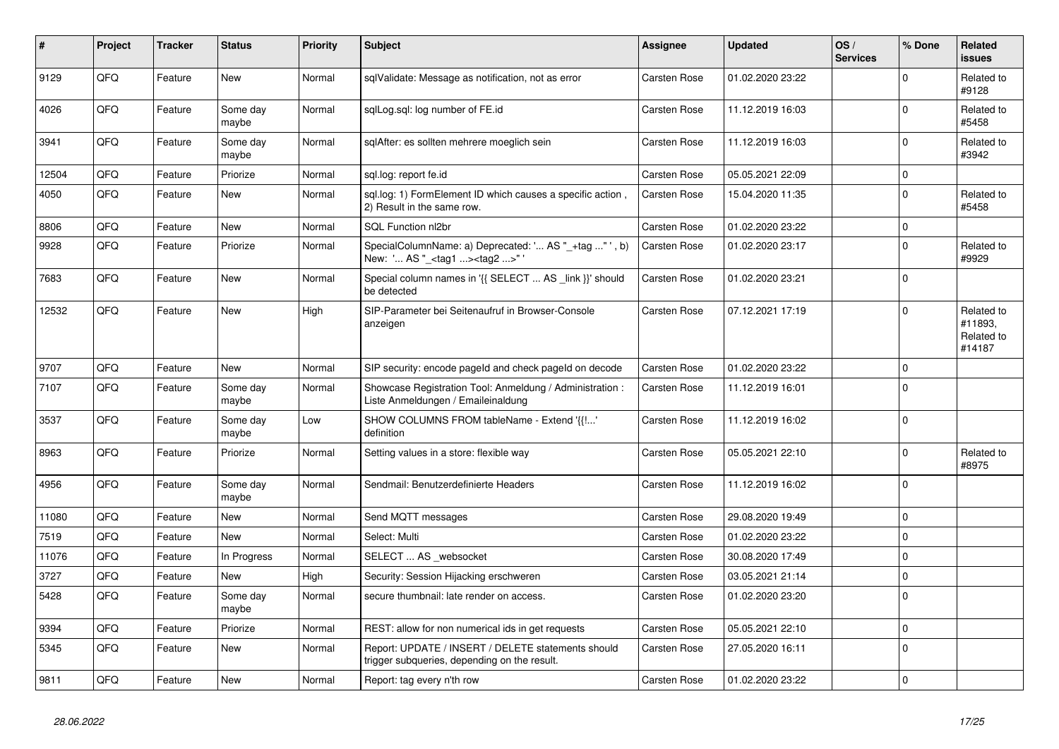| # | Project | Tracker | Status | Priority | Subject | Assignee | Updated | OS / Services | % Done | Related issues |
|---|---|---|---|---|---|---|---|---|---|---|
| 9129 | QFQ | Feature | New | Normal | sqlValidate: Message as notification, not as error | Carsten Rose | 01.02.2020 23:22 | | 0 | Related to #9128 |
| 4026 | QFQ | Feature | Some day maybe | Normal | sqlLog.sql: log number of FE.id | Carsten Rose | 11.12.2019 16:03 | | 0 | Related to #5458 |
| 3941 | QFQ | Feature | Some day maybe | Normal | sqlAfter: es sollten mehrere moeglich sein | Carsten Rose | 11.12.2019 16:03 | | 0 | Related to #3942 |
| 12504 | QFQ | Feature | Priorize | Normal | sql.log: report fe.id | Carsten Rose | 05.05.2021 22:09 | | 0 | |
| 4050 | QFQ | Feature | New | Normal | sql.log: 1) FormElement ID which causes a specific action , 2) Result in the same row. | Carsten Rose | 15.04.2020 11:35 | | 0 | Related to #5458 |
| 8806 | QFQ | Feature | New | Normal | SQL Function nl2br | Carsten Rose | 01.02.2020 23:22 | | 0 | |
| 9928 | QFQ | Feature | Priorize | Normal | SpecialColumnName: a) Deprecated: '... AS "_+tag ..." ', b) New: '... AS "_<tag1 ...><tag2 ...>" ' | Carsten Rose | 01.02.2020 23:17 | | 0 | Related to #9929 |
| 7683 | QFQ | Feature | New | Normal | Special column names in '{{ SELECT ... AS _link }}' should be detected | Carsten Rose | 01.02.2020 23:21 | | 0 | |
| 12532 | QFQ | Feature | New | High | SIP-Parameter bei Seitenaufruf in Browser-Console anzeigen | Carsten Rose | 07.12.2021 17:19 | | 0 | Related to #11893, Related to #14187 |
| 9707 | QFQ | Feature | New | Normal | SIP security: encode pageId and check pageId on decode | Carsten Rose | 01.02.2020 23:22 | | 0 | |
| 7107 | QFQ | Feature | Some day maybe | Normal | Showcase Registration Tool: Anmeldung / Administration : Liste Anmeldungen / Emaileinaldung | Carsten Rose | 11.12.2019 16:01 | | 0 | |
| 3537 | QFQ | Feature | Some day maybe | Low | SHOW COLUMNS FROM tableName - Extend '{{!...' definition | Carsten Rose | 11.12.2019 16:02 | | 0 | |
| 8963 | QFQ | Feature | Priorize | Normal | Setting values in a store: flexible way | Carsten Rose | 05.05.2021 22:10 | | 0 | Related to #8975 |
| 4956 | QFQ | Feature | Some day maybe | Normal | Sendmail: Benutzerdefinierte Headers | Carsten Rose | 11.12.2019 16:02 | | 0 | |
| 11080 | QFQ | Feature | New | Normal | Send MQTT messages | Carsten Rose | 29.08.2020 19:49 | | 0 | |
| 7519 | QFQ | Feature | New | Normal | Select: Multi | Carsten Rose | 01.02.2020 23:22 | | 0 | |
| 11076 | QFQ | Feature | In Progress | Normal | SELECT ... AS _websocket | Carsten Rose | 30.08.2020 17:49 | | 0 | |
| 3727 | QFQ | Feature | New | High | Security: Session Hijacking erschweren | Carsten Rose | 03.05.2021 21:14 | | 0 | |
| 5428 | QFQ | Feature | Some day maybe | Normal | secure thumbnail: late render on access. | Carsten Rose | 01.02.2020 23:20 | | 0 | |
| 9394 | QFQ | Feature | Priorize | Normal | REST: allow for non numerical ids in get requests | Carsten Rose | 05.05.2021 22:10 | | 0 | |
| 5345 | QFQ | Feature | New | Normal | Report: UPDATE / INSERT / DELETE statements should trigger subqueries, depending on the result. | Carsten Rose | 27.05.2020 16:11 | | 0 | |
| 9811 | QFQ | Feature | New | Normal | Report: tag every n'th row | Carsten Rose | 01.02.2020 23:22 | | 0 | |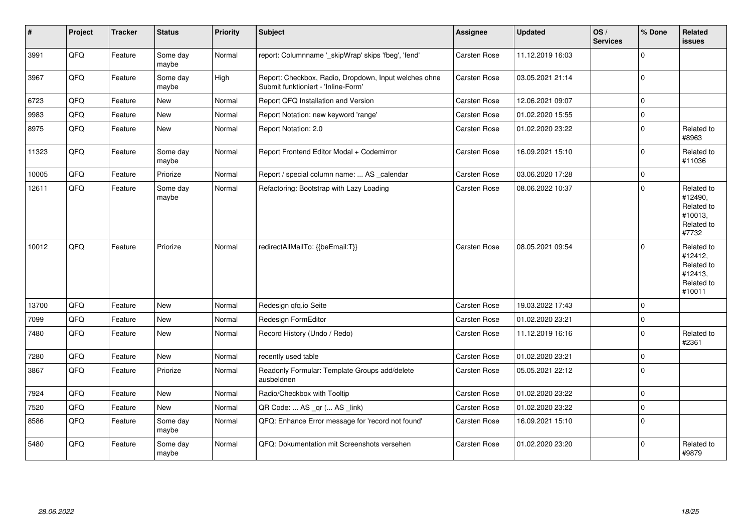| # | Project | Tracker | Status | Priority | Subject | Assignee | Updated | OS / Services | % Done | Related issues |
|---|---|---|---|---|---|---|---|---|---|---|
| 3991 | QFQ | Feature | Some day maybe | Normal | report: Columnname '_skipWrap' skips 'fbeg', 'fend' | Carsten Rose | 11.12.2019 16:03 | | 0 | |
| 3967 | QFQ | Feature | Some day maybe | High | Report: Checkbox, Radio, Dropdown, Input welches ohne Submit funktioniert - 'Inline-Form' | Carsten Rose | 03.05.2021 21:14 | | 0 | |
| 6723 | QFQ | Feature | New | Normal | Report QFQ Installation and Version | Carsten Rose | 12.06.2021 09:07 | | 0 | |
| 9983 | QFQ | Feature | New | Normal | Report Notation: new keyword 'range' | Carsten Rose | 01.02.2020 15:55 | | 0 | |
| 8975 | QFQ | Feature | New | Normal | Report Notation: 2.0 | Carsten Rose | 01.02.2020 23:22 | | 0 | Related to #8963 |
| 11323 | QFQ | Feature | Some day maybe | Normal | Report Frontend Editor Modal + Codemirror | Carsten Rose | 16.09.2021 15:10 | | 0 | Related to #11036 |
| 10005 | QFQ | Feature | Priorize | Normal | Report / special column name: ... AS _calendar | Carsten Rose | 03.06.2020 17:28 | | 0 | |
| 12611 | QFQ | Feature | Some day maybe | Normal | Refactoring: Bootstrap with Lazy Loading | Carsten Rose | 08.06.2022 10:37 | | 0 | Related to #12490, Related to #10013, Related to #7732 |
| 10012 | QFQ | Feature | Priorize | Normal | redirectAllMailTo: {{beEmail:T}} | Carsten Rose | 08.05.2021 09:54 | | 0 | Related to #12412, Related to #12413, Related to #10011 |
| 13700 | QFQ | Feature | New | Normal | Redesign qfq.io Seite | Carsten Rose | 19.03.2022 17:43 | | 0 | |
| 7099 | QFQ | Feature | New | Normal | Redesign FormEditor | Carsten Rose | 01.02.2020 23:21 | | 0 | |
| 7480 | QFQ | Feature | New | Normal | Record History (Undo / Redo) | Carsten Rose | 11.12.2019 16:16 | | 0 | Related to #2361 |
| 7280 | QFQ | Feature | New | Normal | recently used table | Carsten Rose | 01.02.2020 23:21 | | 0 | |
| 3867 | QFQ | Feature | Priorize | Normal | Readonly Formular: Template Groups add/delete ausbeldnen | Carsten Rose | 05.05.2021 22:12 | | 0 | |
| 7924 | QFQ | Feature | New | Normal | Radio/Checkbox with Tooltip | Carsten Rose | 01.02.2020 23:22 | | 0 | |
| 7520 | QFQ | Feature | New | Normal | QR Code: ... AS _qr ( ... AS _link) | Carsten Rose | 01.02.2020 23:22 | | 0 | |
| 8586 | QFQ | Feature | Some day maybe | Normal | QFQ: Enhance Error message for 'record not found' | Carsten Rose | 16.09.2021 15:10 | | 0 | |
| 5480 | QFQ | Feature | Some day maybe | Normal | QFQ: Dokumentation mit Screenshots versehen | Carsten Rose | 01.02.2020 23:20 | | 0 | Related to #9879 |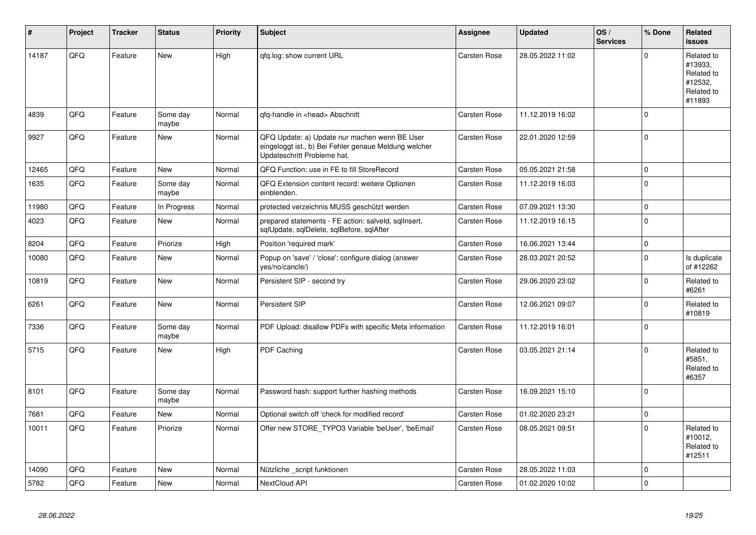| # | Project | Tracker | Status | Priority | Subject | Assignee | Updated | OS / Services | % Done | Related issues |
|---|---|---|---|---|---|---|---|---|---|---|
| 14187 | QFQ | Feature | New | High | qfq.log: show current URL | Carsten Rose | 28.05.2022 11:02 | | 0 | Related to #13933, Related to #12532, Related to #11893 |
| 4839 | QFQ | Feature | Some day maybe | Normal | qfq-handle in <head> Abschnitt | Carsten Rose | 11.12.2019 16:02 | | 0 | |
| 9927 | QFQ | Feature | New | Normal | QFQ Update: a) Update nur machen wenn BE User eingeloggt ist., b) Bei Fehler genaue Meldung welcher Updateschritt Probleme hat. | Carsten Rose | 22.01.2020 12:59 | | 0 | |
| 12465 | QFQ | Feature | New | Normal | QFQ Function: use in FE to fill StoreRecord | Carsten Rose | 05.05.2021 21:58 | | 0 | |
| 1635 | QFQ | Feature | Some day maybe | Normal | QFQ Extension content record: weitere Optionen einblenden. | Carsten Rose | 11.12.2019 16:03 | | 0 | |
| 11980 | QFQ | Feature | In Progress | Normal | protected verzeichnis MUSS geschützt werden | Carsten Rose | 07.09.2021 13:30 | | 0 | |
| 4023 | QFQ | Feature | New | Normal | prepared statements - FE action: salveId, sqlInsert, sqlUpdate, sqlDelete, sqlBefore, sqlAfter | Carsten Rose | 11.12.2019 16:15 | | 0 | |
| 8204 | QFQ | Feature | Priorize | High | Position 'required mark' | Carsten Rose | 16.06.2021 13:44 | | 0 | |
| 10080 | QFQ | Feature | New | Normal | Popup on 'save' / 'close': configure dialog (answer yes/no/cancle/) | Carsten Rose | 28.03.2021 20:52 | | 0 | Is duplicate of #12262 |
| 10819 | QFQ | Feature | New | Normal | Persistent SIP - second try | Carsten Rose | 29.06.2020 23:02 | | 0 | Related to #6261 |
| 6261 | QFQ | Feature | New | Normal | Persistent SIP | Carsten Rose | 12.06.2021 09:07 | | 0 | Related to #10819 |
| 7336 | QFQ | Feature | Some day maybe | Normal | PDF Upload: disallow PDFs with specific Meta information | Carsten Rose | 11.12.2019 16:01 | | 0 | |
| 5715 | QFQ | Feature | New | High | PDF Caching | Carsten Rose | 03.05.2021 21:14 | | 0 | Related to #5851, Related to #6357 |
| 8101 | QFQ | Feature | Some day maybe | Normal | Password hash: support further hashing methods | Carsten Rose | 16.09.2021 15:10 | | 0 | |
| 7681 | QFQ | Feature | New | Normal | Optional switch off 'check for modified record' | Carsten Rose | 01.02.2020 23:21 | | 0 | |
| 10011 | QFQ | Feature | Priorize | Normal | Offer new STORE_TYPO3 Variable 'beUser', 'beEmail' | Carsten Rose | 08.05.2021 09:51 | | 0 | Related to #10012, Related to #12511 |
| 14090 | QFQ | Feature | New | Normal | Nützliche _script funktionen | Carsten Rose | 28.05.2022 11:03 | | 0 | |
| 5782 | QFQ | Feature | New | Normal | NextCloud API | Carsten Rose | 01.02.2020 10:02 | | 0 | |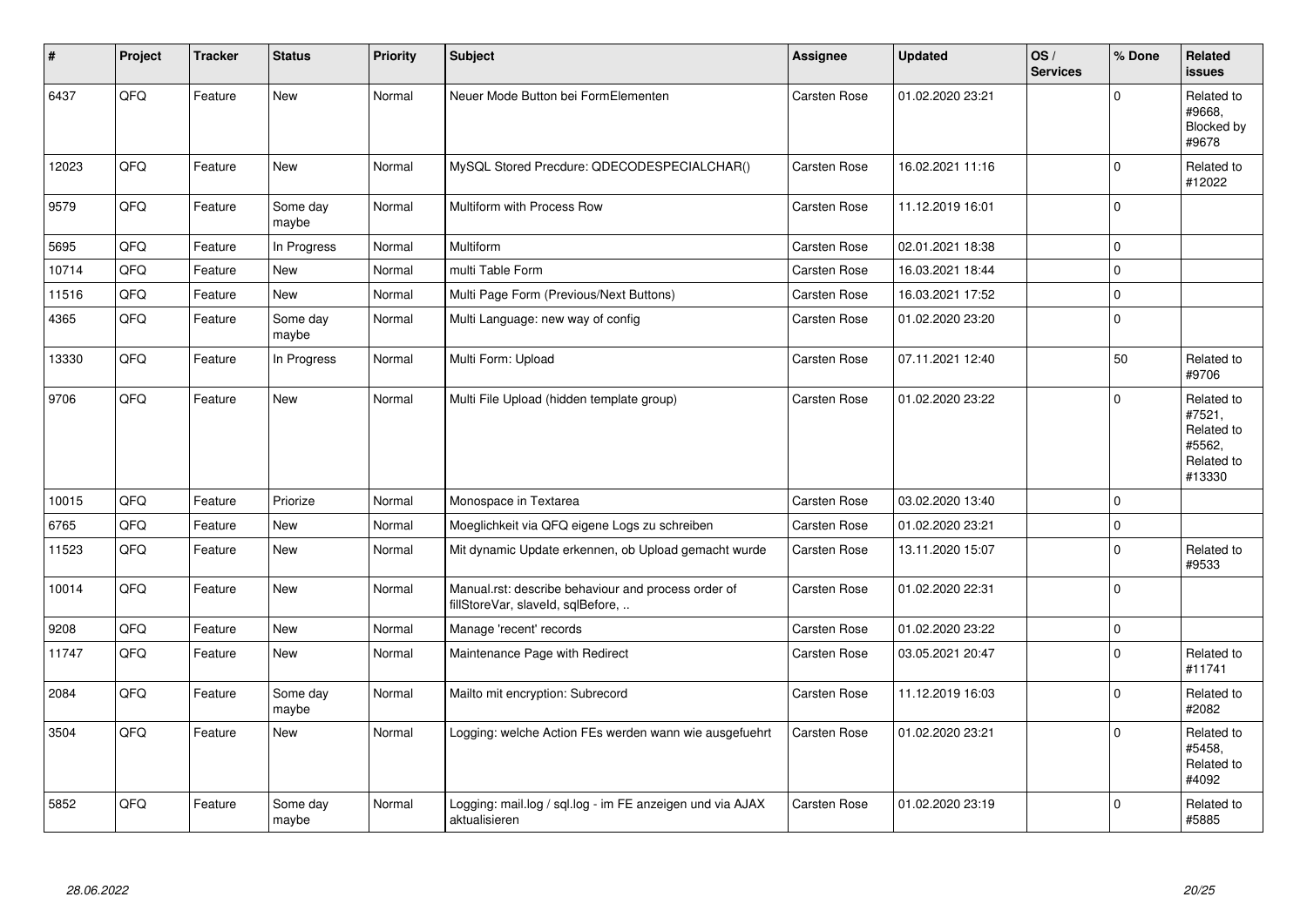| # | Project | Tracker | Status | Priority | Subject | Assignee | Updated | OS / Services | % Done | Related issues |
|---|---|---|---|---|---|---|---|---|---|---|
| 6437 | QFQ | Feature | New | Normal | Neuer Mode Button bei FormElementen | Carsten Rose | 01.02.2020 23:21 | | 0 | Related to #9668, Blocked by #9678 |
| 12023 | QFQ | Feature | New | Normal | MySQL Stored Precdure: QDECODESPECIALCHAR() | Carsten Rose | 16.02.2021 11:16 | | 0 | Related to #12022 |
| 9579 | QFQ | Feature | Some day maybe | Normal | Multiform with Process Row | Carsten Rose | 11.12.2019 16:01 | | 0 | |
| 5695 | QFQ | Feature | In Progress | Normal | Multiform | Carsten Rose | 02.01.2021 18:38 | | 0 | |
| 10714 | QFQ | Feature | New | Normal | multi Table Form | Carsten Rose | 16.03.2021 18:44 | | 0 | |
| 11516 | QFQ | Feature | New | Normal | Multi Page Form (Previous/Next Buttons) | Carsten Rose | 16.03.2021 17:52 | | 0 | |
| 4365 | QFQ | Feature | Some day maybe | Normal | Multi Language: new way of config | Carsten Rose | 01.02.2020 23:20 | | 0 | |
| 13330 | QFQ | Feature | In Progress | Normal | Multi Form: Upload | Carsten Rose | 07.11.2021 12:40 | | 50 | Related to #9706 |
| 9706 | QFQ | Feature | New | Normal | Multi File Upload (hidden template group) | Carsten Rose | 01.02.2020 23:22 | | 0 | Related to #7521, Related to #5562, Related to #13330 |
| 10015 | QFQ | Feature | Priorize | Normal | Monospace in Textarea | Carsten Rose | 03.02.2020 13:40 | | 0 | |
| 6765 | QFQ | Feature | New | Normal | Moeglichkeit via QFQ eigene Logs zu schreiben | Carsten Rose | 01.02.2020 23:21 | | 0 | |
| 11523 | QFQ | Feature | New | Normal | Mit dynamic Update erkennen, ob Upload gemacht wurde | Carsten Rose | 13.11.2020 15:07 | | 0 | Related to #9533 |
| 10014 | QFQ | Feature | New | Normal | Manual.rst: describe behaviour and process order of fillStoreVar, slaveId, sqlBefore, .. | Carsten Rose | 01.02.2020 22:31 | | 0 | |
| 9208 | QFQ | Feature | New | Normal | Manage 'recent' records | Carsten Rose | 01.02.2020 23:22 | | 0 | |
| 11747 | QFQ | Feature | New | Normal | Maintenance Page with Redirect | Carsten Rose | 03.05.2021 20:47 | | 0 | Related to #11741 |
| 2084 | QFQ | Feature | Some day maybe | Normal | Mailto mit encryption: Subrecord | Carsten Rose | 11.12.2019 16:03 | | 0 | Related to #2082 |
| 3504 | QFQ | Feature | New | Normal | Logging: welche Action FEs werden wann wie ausgefuehrt | Carsten Rose | 01.02.2020 23:21 | | 0 | Related to #5458, Related to #4092 |
| 5852 | QFQ | Feature | Some day maybe | Normal | Logging: mail.log / sql.log - im FE anzeigen und via AJAX aktualisieren | Carsten Rose | 01.02.2020 23:19 | | 0 | Related to #5885 |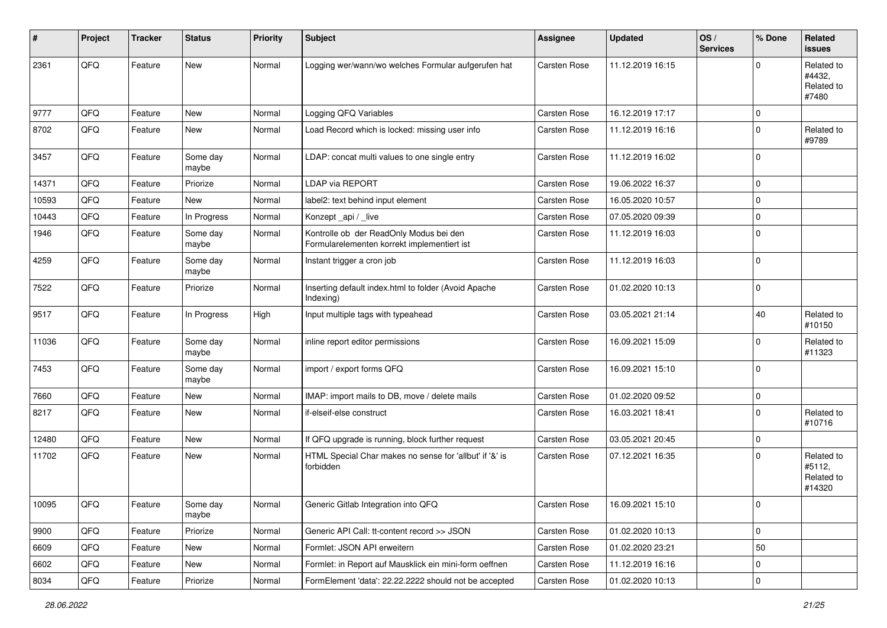| # | Project | Tracker | Status | Priority | Subject | Assignee | Updated | OS / Services | % Done | Related issues |
|---|---|---|---|---|---|---|---|---|---|---|
| 2361 | QFQ | Feature | New | Normal | Logging wer/wann/wo welches Formular aufgerufen hat | Carsten Rose | 11.12.2019 16:15 | | 0 | Related to #4432, Related to #7480 |
| 9777 | QFQ | Feature | New | Normal | Logging QFQ Variables | Carsten Rose | 16.12.2019 17:17 | | 0 | |
| 8702 | QFQ | Feature | New | Normal | Load Record which is locked: missing user info | Carsten Rose | 11.12.2019 16:16 | | 0 | Related to #9789 |
| 3457 | QFQ | Feature | Some day maybe | Normal | LDAP: concat multi values to one single entry | Carsten Rose | 11.12.2019 16:02 | | 0 | |
| 14371 | QFQ | Feature | Priorize | Normal | LDAP via REPORT | Carsten Rose | 19.06.2022 16:37 | | 0 | |
| 10593 | QFQ | Feature | New | Normal | label2: text behind input element | Carsten Rose | 16.05.2020 10:57 | | 0 | |
| 10443 | QFQ | Feature | In Progress | Normal | Konzept _api / _live | Carsten Rose | 07.05.2020 09:39 | | 0 | |
| 1946 | QFQ | Feature | Some day maybe | Normal | Kontrolle ob der ReadOnly Modus bei den Formularelementen korrekt implementiert ist | Carsten Rose | 11.12.2019 16:03 | | 0 | |
| 4259 | QFQ | Feature | Some day maybe | Normal | Instant trigger a cron job | Carsten Rose | 11.12.2019 16:03 | | 0 | |
| 7522 | QFQ | Feature | Priorize | Normal | Inserting default index.html to folder (Avoid Apache Indexing) | Carsten Rose | 01.02.2020 10:13 | | 0 | |
| 9517 | QFQ | Feature | In Progress | High | Input multiple tags with typeahead | Carsten Rose | 03.05.2021 21:14 | | 40 | Related to #10150 |
| 11036 | QFQ | Feature | Some day maybe | Normal | inline report editor permissions | Carsten Rose | 16.09.2021 15:09 | | 0 | Related to #11323 |
| 7453 | QFQ | Feature | Some day maybe | Normal | import / export forms QFQ | Carsten Rose | 16.09.2021 15:10 | | 0 | |
| 7660 | QFQ | Feature | New | Normal | IMAP: import mails to DB, move / delete mails | Carsten Rose | 01.02.2020 09:52 | | 0 | |
| 8217 | QFQ | Feature | New | Normal | if-elseif-else construct | Carsten Rose | 16.03.2021 18:41 | | 0 | Related to #10716 |
| 12480 | QFQ | Feature | New | Normal | If QFQ upgrade is running, block further request | Carsten Rose | 03.05.2021 20:45 | | 0 | |
| 11702 | QFQ | Feature | New | Normal | HTML Special Char makes no sense for 'allbut' if '&' is forbidden | Carsten Rose | 07.12.2021 16:35 | | 0 | Related to #5112, Related to #14320 |
| 10095 | QFQ | Feature | Some day maybe | Normal | Generic Gitlab Integration into QFQ | Carsten Rose | 16.09.2021 15:10 | | 0 | |
| 9900 | QFQ | Feature | Priorize | Normal | Generic API Call: tt-content record >> JSON | Carsten Rose | 01.02.2020 10:13 | | 0 | |
| 6609 | QFQ | Feature | New | Normal | Formlet: JSON API erweitern | Carsten Rose | 01.02.2020 23:21 | | 50 | |
| 6602 | QFQ | Feature | New | Normal | Formlet: in Report auf Mausklick ein mini-form oeffnen | Carsten Rose | 11.12.2019 16:16 | | 0 | |
| 8034 | QFQ | Feature | Priorize | Normal | FormElement 'data': 22.22.2222 should not be accepted | Carsten Rose | 01.02.2020 10:13 | | 0 | |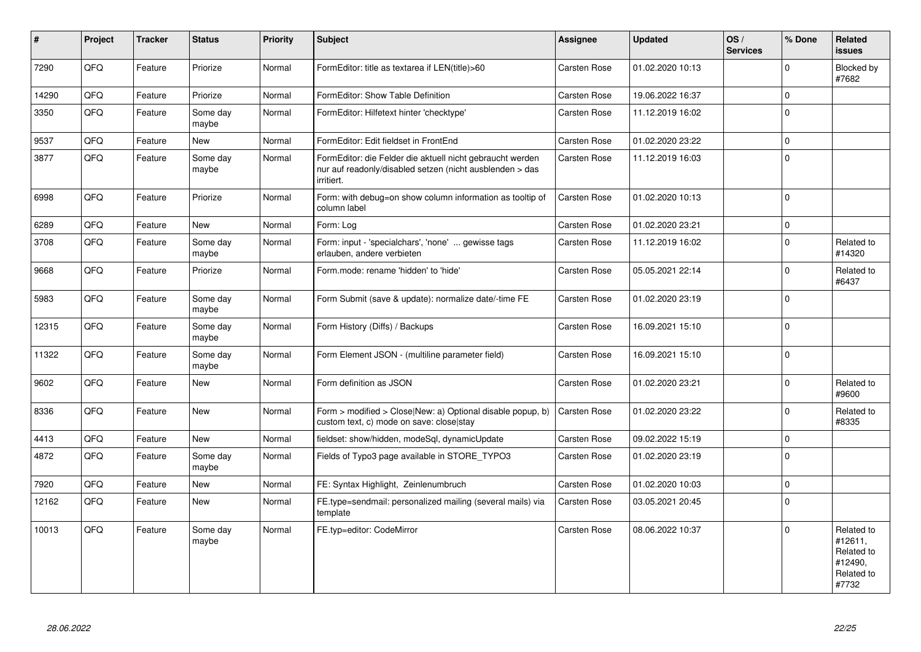| # | Project | Tracker | Status | Priority | Subject | Assignee | Updated | OS / Services | % Done | Related issues |
|---|---|---|---|---|---|---|---|---|---|---|
| 7290 | QFQ | Feature | Priorize | Normal | FormEditor: title as textarea if LEN(title)>60 | Carsten Rose | 01.02.2020 10:13 | | 0 | Blocked by #7682 |
| 14290 | QFQ | Feature | Priorize | Normal | FormEditor: Show Table Definition | Carsten Rose | 19.06.2022 16:37 | | 0 | |
| 3350 | QFQ | Feature | Some day maybe | Normal | FormEditor: Hilfetext hinter 'checktype' | Carsten Rose | 11.12.2019 16:02 | | 0 | |
| 9537 | QFQ | Feature | New | Normal | FormEditor: Edit fieldset in FrontEnd | Carsten Rose | 01.02.2020 23:22 | | 0 | |
| 3877 | QFQ | Feature | Some day maybe | Normal | FormEditor: die Felder die aktuell nicht gebraucht werden nur auf readonly/disabled setzen (nicht ausblenden > das irritiert. | Carsten Rose | 11.12.2019 16:03 | | 0 | |
| 6998 | QFQ | Feature | Priorize | Normal | Form: with debug=on show column information as tooltip of column label | Carsten Rose | 01.02.2020 10:13 | | 0 | |
| 6289 | QFQ | Feature | New | Normal | Form: Log | Carsten Rose | 01.02.2020 23:21 | | 0 | |
| 3708 | QFQ | Feature | Some day maybe | Normal | Form: input - 'specialchars', 'none' ... gewisse tags erlauben, andere verbieten | Carsten Rose | 11.12.2019 16:02 | | 0 | Related to #14320 |
| 9668 | QFQ | Feature | Priorize | Normal | Form.mode: rename 'hidden' to 'hide' | Carsten Rose | 05.05.2021 22:14 | | 0 | Related to #6437 |
| 5983 | QFQ | Feature | Some day maybe | Normal | Form Submit (save & update): normalize date/-time FE | Carsten Rose | 01.02.2020 23:19 | | 0 | |
| 12315 | QFQ | Feature | Some day maybe | Normal | Form History (Diffs) / Backups | Carsten Rose | 16.09.2021 15:10 | | 0 | |
| 11322 | QFQ | Feature | Some day maybe | Normal | Form Element JSON - (multiline parameter field) | Carsten Rose | 16.09.2021 15:10 | | 0 | |
| 9602 | QFQ | Feature | New | Normal | Form definition as JSON | Carsten Rose | 01.02.2020 23:21 | | 0 | Related to #9600 |
| 8336 | QFQ | Feature | New | Normal | Form > modified > Close\|New: a) Optional disable popup, b) custom text, c) mode on save: close\|stay | Carsten Rose | 01.02.2020 23:22 | | 0 | Related to #8335 |
| 4413 | QFQ | Feature | New | Normal | fieldset: show/hidden, modeSql, dynamicUpdate | Carsten Rose | 09.02.2022 15:19 | | 0 | |
| 4872 | QFQ | Feature | Some day maybe | Normal | Fields of Typo3 page available in STORE_TYPO3 | Carsten Rose | 01.02.2020 23:19 | | 0 | |
| 7920 | QFQ | Feature | New | Normal | FE: Syntax Highlight, Zeinlenumbruch | Carsten Rose | 01.02.2020 10:03 | | 0 | |
| 12162 | QFQ | Feature | New | Normal | FE.type=sendmail: personalized mailing (several mails) via template | Carsten Rose | 03.05.2021 20:45 | | 0 | |
| 10013 | QFQ | Feature | Some day maybe | Normal | FE.typ=editor: CodeMirror | Carsten Rose | 08.06.2022 10:37 | | 0 | Related to #12611, Related to #12490, Related to #7732 |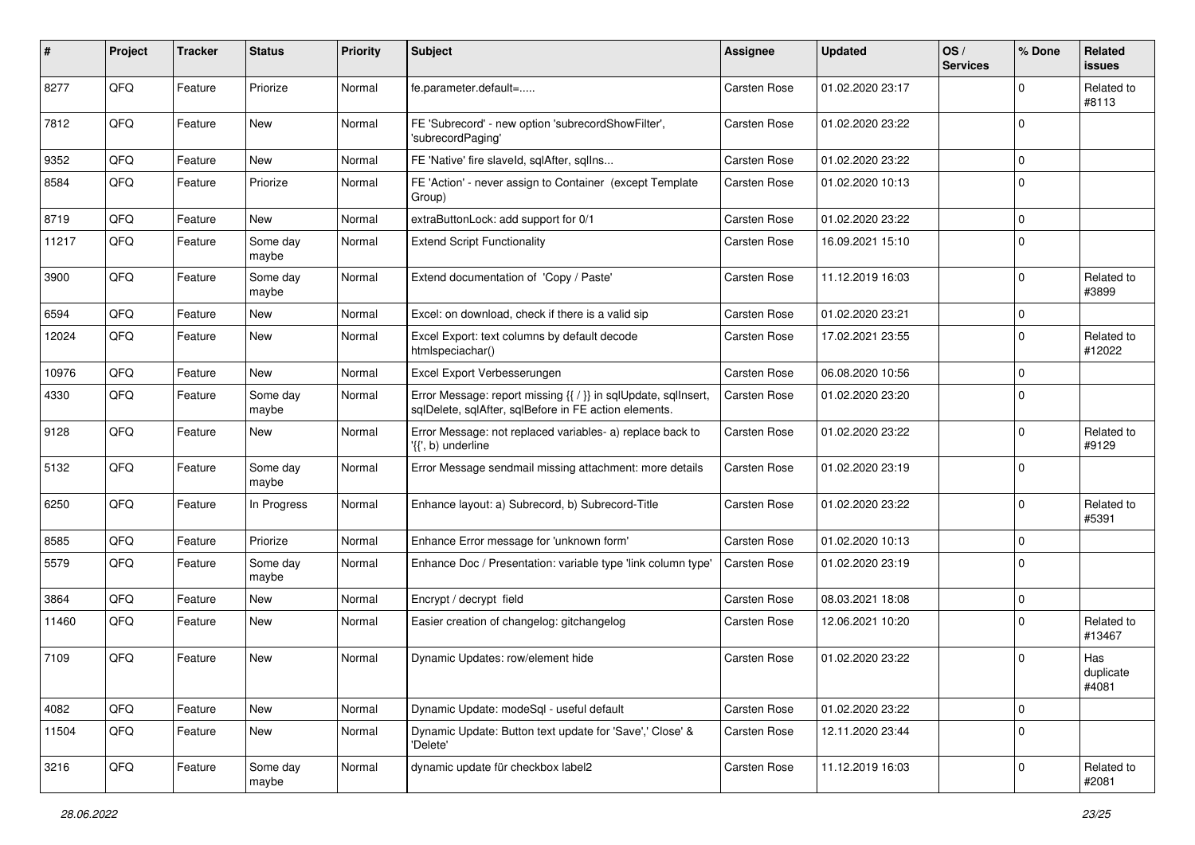| # | Project | Tracker | Status | Priority | Subject | Assignee | Updated | OS / Services | % Done | Related issues |
|---|---|---|---|---|---|---|---|---|---|---|
| 8277 | QFQ | Feature | Priorize | Normal | fe.parameter.default=..... | Carsten Rose | 01.02.2020 23:17 | | 0 | Related to #8113 |
| 7812 | QFQ | Feature | New | Normal | FE 'Subrecord' - new option 'subrecordShowFilter', 'subrecordPaging' | Carsten Rose | 01.02.2020 23:22 | | 0 | |
| 9352 | QFQ | Feature | New | Normal | FE 'Native' fire slaveId, sqlAfter, sqlIns... | Carsten Rose | 01.02.2020 23:22 | | 0 | |
| 8584 | QFQ | Feature | Priorize | Normal | FE 'Action' - never assign to Container (except Template Group) | Carsten Rose | 01.02.2020 10:13 | | 0 | |
| 8719 | QFQ | Feature | New | Normal | extraButtonLock: add support for 0/1 | Carsten Rose | 01.02.2020 23:22 | | 0 | |
| 11217 | QFQ | Feature | Some day maybe | Normal | Extend Script Functionality | Carsten Rose | 16.09.2021 15:10 | | 0 | |
| 3900 | QFQ | Feature | Some day maybe | Normal | Extend documentation of 'Copy / Paste' | Carsten Rose | 11.12.2019 16:03 | | 0 | Related to #3899 |
| 6594 | QFQ | Feature | New | Normal | Excel: on download, check if there is a valid sip | Carsten Rose | 01.02.2020 23:21 | | 0 | |
| 12024 | QFQ | Feature | New | Normal | Excel Export: text columns by default decode htmlspeciachar() | Carsten Rose | 17.02.2021 23:55 | | 0 | Related to #12022 |
| 10976 | QFQ | Feature | New | Normal | Excel Export Verbesserungen | Carsten Rose | 06.08.2020 10:56 | | 0 | |
| 4330 | QFQ | Feature | Some day maybe | Normal | Error Message: report missing {{ / }} in sqlUpdate, sqlInsert, sqlDelete, sqlAfter, sqlBefore in FE action elements. | Carsten Rose | 01.02.2020 23:20 | | 0 | |
| 9128 | QFQ | Feature | New | Normal | Error Message: not replaced variables- a) replace back to '{{', b) underline | Carsten Rose | 01.02.2020 23:22 | | 0 | Related to #9129 |
| 5132 | QFQ | Feature | Some day maybe | Normal | Error Message sendmail missing attachment: more details | Carsten Rose | 01.02.2020 23:19 | | 0 | |
| 6250 | QFQ | Feature | In Progress | Normal | Enhance layout: a) Subrecord, b) Subrecord-Title | Carsten Rose | 01.02.2020 23:22 | | 0 | Related to #5391 |
| 8585 | QFQ | Feature | Priorize | Normal | Enhance Error message for 'unknown form' | Carsten Rose | 01.02.2020 10:13 | | 0 | |
| 5579 | QFQ | Feature | Some day maybe | Normal | Enhance Doc / Presentation: variable type 'link column type' | Carsten Rose | 01.02.2020 23:19 | | 0 | |
| 3864 | QFQ | Feature | New | Normal | Encrypt / decrypt field | Carsten Rose | 08.03.2021 18:08 | | 0 | |
| 11460 | QFQ | Feature | New | Normal | Easier creation of changelog: gitchangelog | Carsten Rose | 12.06.2021 10:20 | | 0 | Related to #13467 |
| 7109 | QFQ | Feature | New | Normal | Dynamic Updates: row/element hide | Carsten Rose | 01.02.2020 23:22 | | 0 | Has duplicate #4081 |
| 4082 | QFQ | Feature | New | Normal | Dynamic Update: modeSql - useful default | Carsten Rose | 01.02.2020 23:22 | | 0 | |
| 11504 | QFQ | Feature | New | Normal | Dynamic Update: Button text update for 'Save',' Close' & 'Delete' | Carsten Rose | 12.11.2020 23:44 | | 0 | |
| 3216 | QFQ | Feature | Some day maybe | Normal | dynamic update für checkbox label2 | Carsten Rose | 11.12.2019 16:03 | | 0 | Related to #2081 |

*28.06.2022*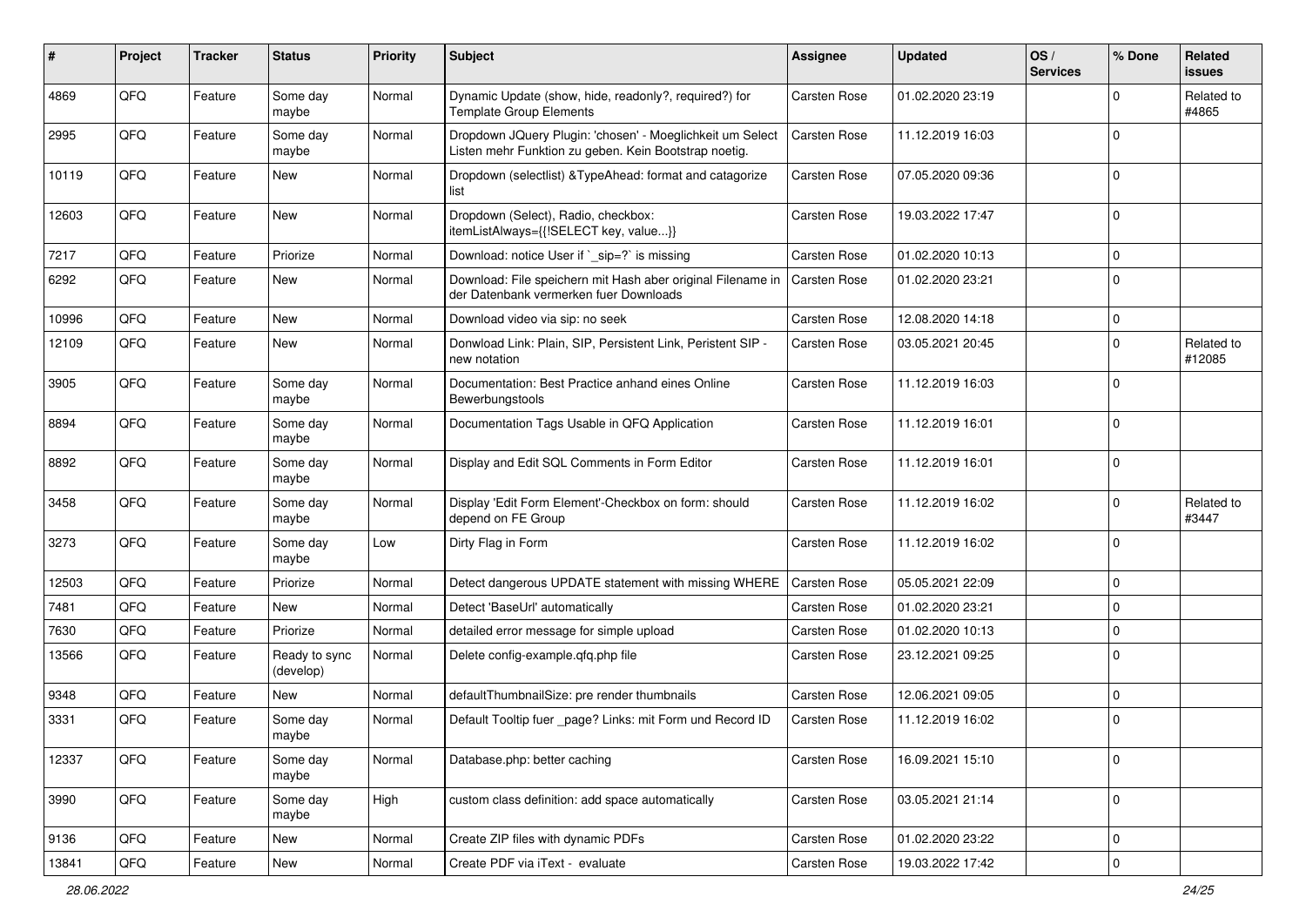| # | Project | Tracker | Status | Priority | Subject | Assignee | Updated | OS / Services | % Done | Related issues |
|---|---|---|---|---|---|---|---|---|---|---|
| 4869 | QFQ | Feature | Some day maybe | Normal | Dynamic Update (show, hide, readonly?, required?) for Template Group Elements | Carsten Rose | 01.02.2020 23:19 | | 0 | Related to #4865 |
| 2995 | QFQ | Feature | Some day maybe | Normal | Dropdown JQuery Plugin: 'chosen' - Moeglichkeit um Select Listen mehr Funktion zu geben. Kein Bootstrap noetig. | Carsten Rose | 11.12.2019 16:03 | | 0 | |
| 10119 | QFQ | Feature | New | Normal | Dropdown (selectlist) &TypeAhead: format and catagorize list | Carsten Rose | 07.05.2020 09:36 | | 0 | |
| 12603 | QFQ | Feature | New | Normal | Dropdown (Select), Radio, checkbox: itemListAlways={{!SELECT key, value...}} | Carsten Rose | 19.03.2022 17:47 | | 0 | |
| 7217 | QFQ | Feature | Priorize | Normal | Download: notice User if `_sip=?` is missing | Carsten Rose | 01.02.2020 10:13 | | 0 | |
| 6292 | QFQ | Feature | New | Normal | Download: File speichern mit Hash aber original Filename in der Datenbank vermerken fuer Downloads | Carsten Rose | 01.02.2020 23:21 | | 0 | |
| 10996 | QFQ | Feature | New | Normal | Download video via sip: no seek | Carsten Rose | 12.08.2020 14:18 | | 0 | |
| 12109 | QFQ | Feature | New | Normal | Donwload Link: Plain, SIP, Persistent Link, Peristent SIP - new notation | Carsten Rose | 03.05.2021 20:45 | | 0 | Related to #12085 |
| 3905 | QFQ | Feature | Some day maybe | Normal | Documentation: Best Practice anhand eines Online Bewerbungstools | Carsten Rose | 11.12.2019 16:03 | | 0 | |
| 8894 | QFQ | Feature | Some day maybe | Normal | Documentation Tags Usable in QFQ Application | Carsten Rose | 11.12.2019 16:01 | | 0 | |
| 8892 | QFQ | Feature | Some day maybe | Normal | Display and Edit SQL Comments in Form Editor | Carsten Rose | 11.12.2019 16:01 | | 0 | |
| 3458 | QFQ | Feature | Some day maybe | Normal | Display 'Edit Form Element'-Checkbox on form: should depend on FE Group | Carsten Rose | 11.12.2019 16:02 | | 0 | Related to #3447 |
| 3273 | QFQ | Feature | Some day maybe | Low | Dirty Flag in Form | Carsten Rose | 11.12.2019 16:02 | | 0 | |
| 12503 | QFQ | Feature | Priorize | Normal | Detect dangerous UPDATE statement with missing WHERE | Carsten Rose | 05.05.2021 22:09 | | 0 | |
| 7481 | QFQ | Feature | New | Normal | Detect 'BaseUrl' automatically | Carsten Rose | 01.02.2020 23:21 | | 0 | |
| 7630 | QFQ | Feature | Priorize | Normal | detailed error message for simple upload | Carsten Rose | 01.02.2020 10:13 | | 0 | |
| 13566 | QFQ | Feature | Ready to sync (develop) | Normal | Delete config-example.qfq.php file | Carsten Rose | 23.12.2021 09:25 | | 0 | |
| 9348 | QFQ | Feature | New | Normal | defaultThumbnailSize: pre render thumbnails | Carsten Rose | 12.06.2021 09:05 | | 0 | |
| 3331 | QFQ | Feature | Some day maybe | Normal | Default Tooltip fuer _page? Links: mit Form und Record ID | Carsten Rose | 11.12.2019 16:02 | | 0 | |
| 12337 | QFQ | Feature | Some day maybe | Normal | Database.php: better caching | Carsten Rose | 16.09.2021 15:10 | | 0 | |
| 3990 | QFQ | Feature | Some day maybe | High | custom class definition: add space automatically | Carsten Rose | 03.05.2021 21:14 | | 0 | |
| 9136 | QFQ | Feature | New | Normal | Create ZIP files with dynamic PDFs | Carsten Rose | 01.02.2020 23:22 | | 0 | |
| 13841 | QFQ | Feature | New | Normal | Create PDF via iText - evaluate | Carsten Rose | 19.03.2022 17:42 | | 0 | |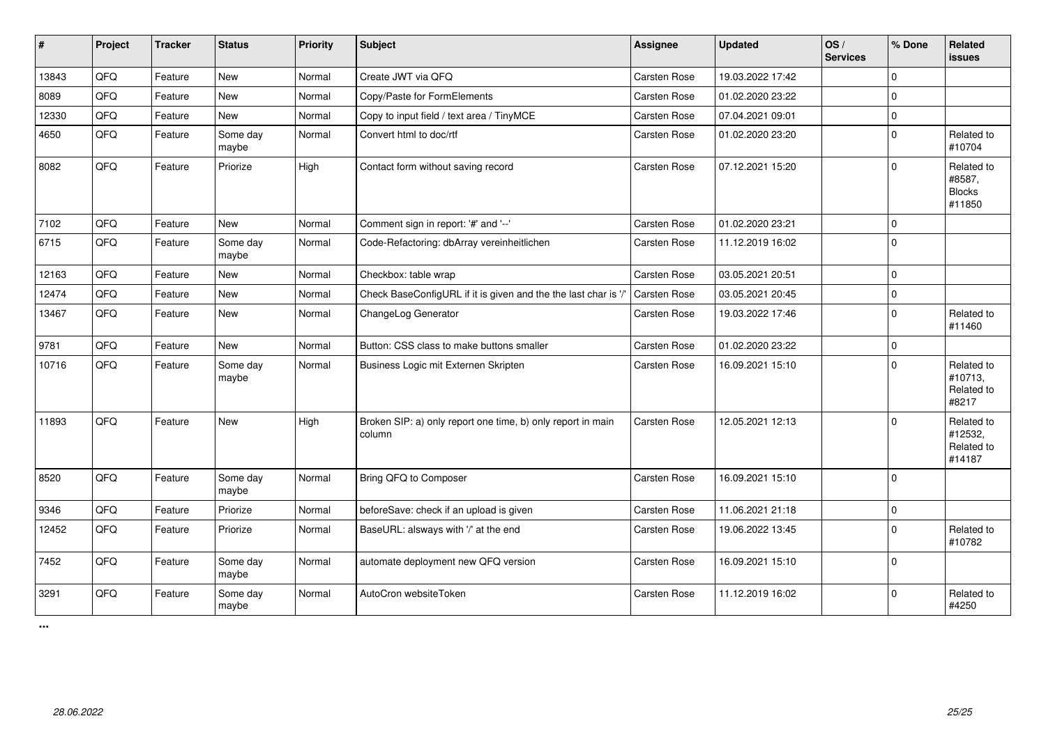| # | Project | Tracker | Status | Priority | Subject | Assignee | Updated | OS / Services | % Done | Related issues |
|---|---|---|---|---|---|---|---|---|---|---|
| 13843 | QFQ | Feature | New | Normal | Create JWT via QFQ | Carsten Rose | 19.03.2022 17:42 | | 0 | |
| 8089 | QFQ | Feature | New | Normal | Copy/Paste for FormElements | Carsten Rose | 01.02.2020 23:22 | | 0 | |
| 12330 | QFQ | Feature | New | Normal | Copy to input field / text area / TinyMCE | Carsten Rose | 07.04.2021 09:01 | | 0 | |
| 4650 | QFQ | Feature | Some day maybe | Normal | Convert html to doc/rtf | Carsten Rose | 01.02.2020 23:20 | | 0 | Related to #10704 |
| 8082 | QFQ | Feature | Priorize | High | Contact form without saving record | Carsten Rose | 07.12.2021 15:20 | | 0 | Related to #8587, Blocks #11850 |
| 7102 | QFQ | Feature | New | Normal | Comment sign in report: '#' and '--' | Carsten Rose | 01.02.2020 23:21 | | 0 | |
| 6715 | QFQ | Feature | Some day maybe | Normal | Code-Refactoring: dbArray vereinheitlichen | Carsten Rose | 11.12.2019 16:02 | | 0 | |
| 12163 | QFQ | Feature | New | Normal | Checkbox: table wrap | Carsten Rose | 03.05.2021 20:51 | | 0 | |
| 12474 | QFQ | Feature | New | Normal | Check BaseConfigURL if it is given and the the last char is '/' | Carsten Rose | 03.05.2021 20:45 | | 0 | |
| 13467 | QFQ | Feature | New | Normal | ChangeLog Generator | Carsten Rose | 19.03.2022 17:46 | | 0 | Related to #11460 |
| 9781 | QFQ | Feature | New | Normal | Button: CSS class to make buttons smaller | Carsten Rose | 01.02.2020 23:22 | | 0 | |
| 10716 | QFQ | Feature | Some day maybe | Normal | Business Logic mit Externen Skripten | Carsten Rose | 16.09.2021 15:10 | | 0 | Related to #10713, Related to #8217 |
| 11893 | QFQ | Feature | New | High | Broken SIP: a) only report one time, b) only report in main column | Carsten Rose | 12.05.2021 12:13 | | 0 | Related to #12532, Related to #14187 |
| 8520 | QFQ | Feature | Some day maybe | Normal | Bring QFQ to Composer | Carsten Rose | 16.09.2021 15:10 | | 0 | |
| 9346 | QFQ | Feature | Priorize | Normal | beforeSave: check if an upload is given | Carsten Rose | 11.06.2021 21:18 | | 0 | |
| 12452 | QFQ | Feature | Priorize | Normal | BaseURL: alsways with '/' at the end | Carsten Rose | 19.06.2022 13:45 | | 0 | Related to #10782 |
| 7452 | QFQ | Feature | Some day maybe | Normal | automate deployment new QFQ version | Carsten Rose | 16.09.2021 15:10 | | 0 | |
| 3291 | QFQ | Feature | Some day maybe | Normal | AutoCron websiteToken | Carsten Rose | 11.12.2019 16:02 | | 0 | Related to #4250 |

...